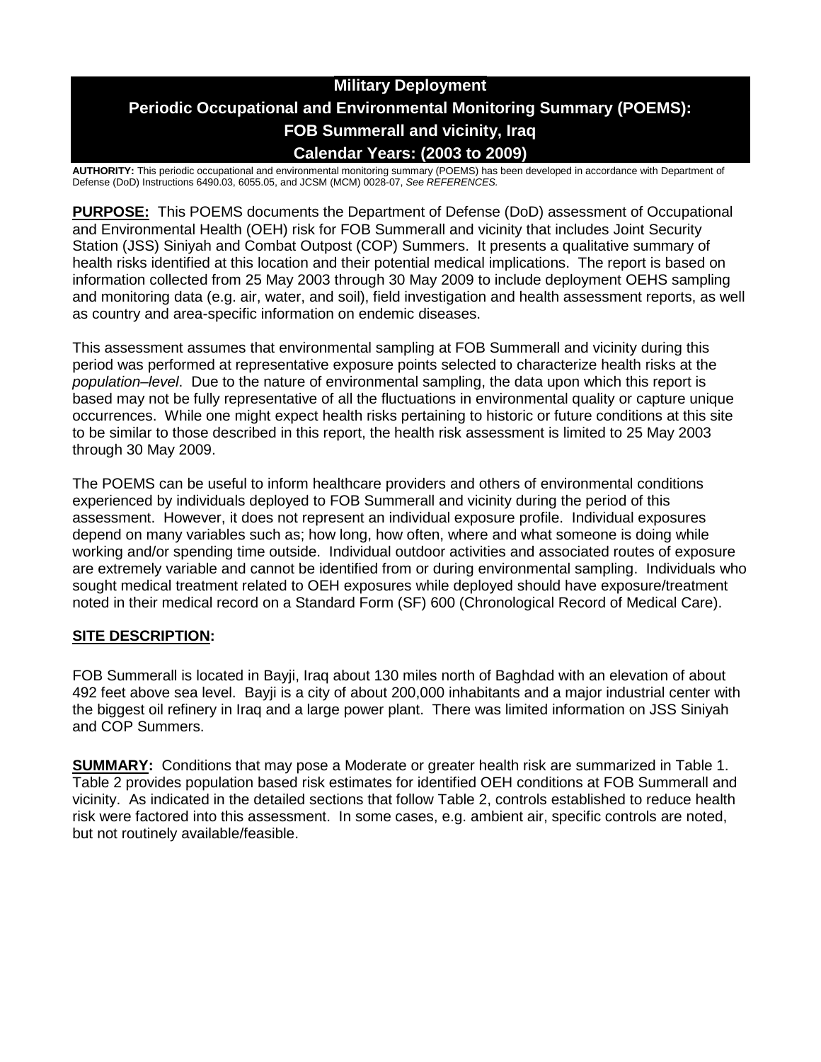# Military Deployment
# Periodic Occupational and Environmental Monitoring Summary (POEMS):
# FOB Summerall and vicinity, Iraq
# Calendar Years: (2003 to 2009)

**AUTHORITY:** This periodic occupational and environmental monitoring summary (POEMS) has been developed in accordance with Department of Defense (DoD) Instructions 6490.03, 6055.05, and JCSM (MCM) 0028-07, *See REFERENCES.*

**PURPOSE:** This POEMS documents the Department of Defense (DoD) assessment of Occupational and Environmental Health (OEH) risk for FOB Summerall and vicinity that includes Joint Security Station (JSS) Siniyah and Combat Outpost (COP) Summers. It presents a qualitative summary of health risks identified at this location and their potential medical implications. The report is based on information collected from 25 May 2003 through 30 May 2009 to include deployment OEHS sampling and monitoring data (e.g. air, water, and soil), field investigation and health assessment reports, as well as country and area-specific information on endemic diseases.

This assessment assumes that environmental sampling at FOB Summerall and vicinity during this period was performed at representative exposure points selected to characterize health risks at the *population–level*. Due to the nature of environmental sampling, the data upon which this report is based may not be fully representative of all the fluctuations in environmental quality or capture unique occurrences. While one might expect health risks pertaining to historic or future conditions at this site to be similar to those described in this report, the health risk assessment is limited to 25 May 2003 through 30 May 2009.

The POEMS can be useful to inform healthcare providers and others of environmental conditions experienced by individuals deployed to FOB Summerall and vicinity during the period of this assessment. However, it does not represent an individual exposure profile. Individual exposures depend on many variables such as; how long, how often, where and what someone is doing while working and/or spending time outside. Individual outdoor activities and associated routes of exposure are extremely variable and cannot be identified from or during environmental sampling. Individuals who sought medical treatment related to OEH exposures while deployed should have exposure/treatment noted in their medical record on a Standard Form (SF) 600 (Chronological Record of Medical Care).

**SITE DESCRIPTION:**

FOB Summerall is located in Bayji, Iraq about 130 miles north of Baghdad with an elevation of about 492 feet above sea level. Bayji is a city of about 200,000 inhabitants and a major industrial center with the biggest oil refinery in Iraq and a large power plant. There was limited information on JSS Siniyah and COP Summers.

**SUMMARY:** Conditions that may pose a Moderate or greater health risk are summarized in Table 1. Table 2 provides population based risk estimates for identified OEH conditions at FOB Summerall and vicinity. As indicated in the detailed sections that follow Table 2, controls established to reduce health risk were factored into this assessment. In some cases, e.g. ambient air, specific controls are noted, but not routinely available/feasible.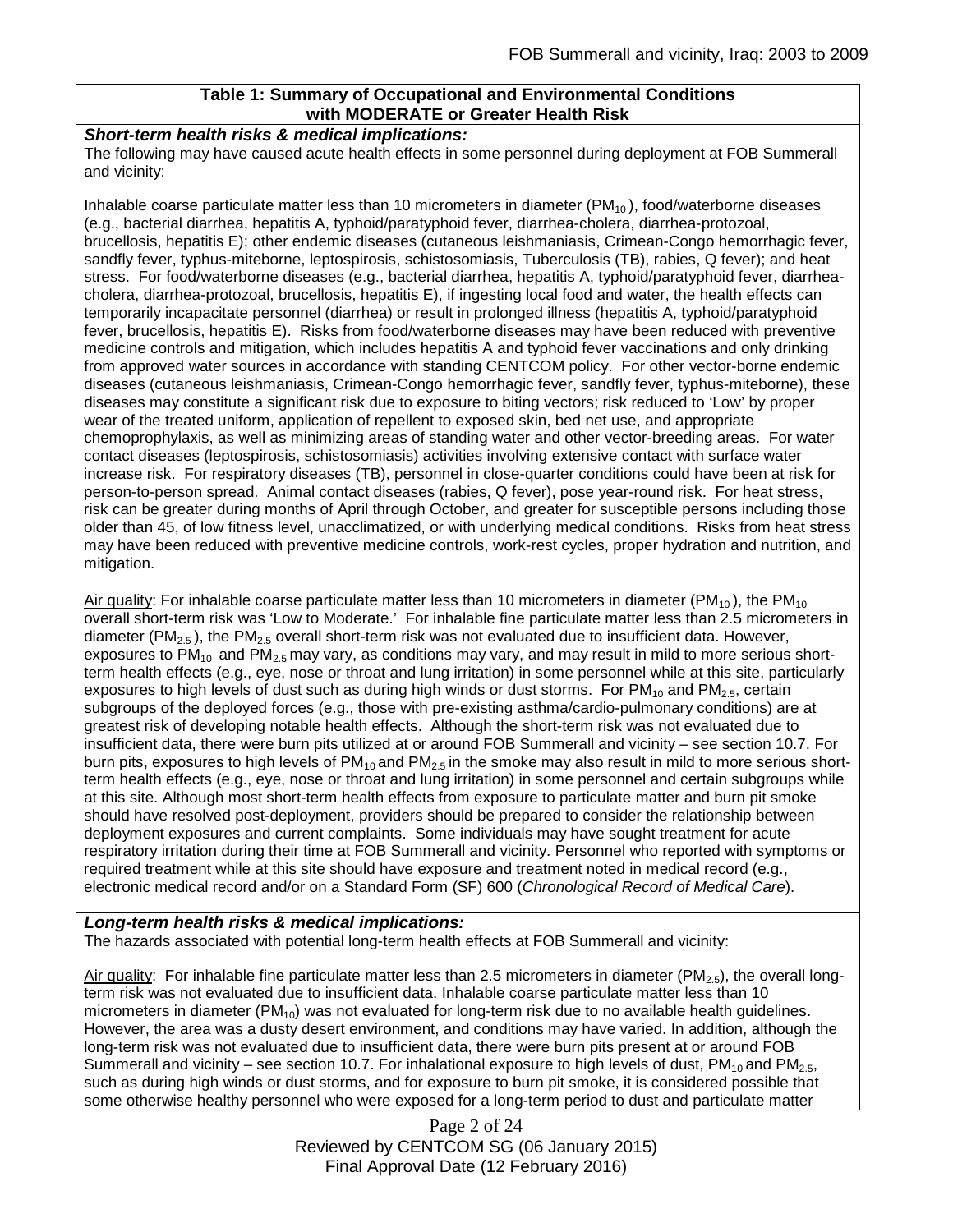### Table 1: Summary of Occupational and Environmental Conditions with MODERATE or Greater Health Risk

***Short-term health risks & medical implications:***

The following may have caused acute health effects in some personnel during deployment at FOB Summerall and vicinity:

Inhalable coarse particulate matter less than 10 micrometers in diameter ($PM_{10}$), food/waterborne diseases (e.g., bacterial diarrhea, hepatitis A, typhoid/paratyphoid fever, diarrhea-cholera, diarrhea-protozoal, brucellosis, hepatitis E); other endemic diseases (cutaneous leishmaniasis, Crimean-Congo hemorrhagic fever, sandfly fever, typhus-miteborne, leptospirosis, schistosomiasis, Tuberculosis (TB), rabies, Q fever); and heat stress. For food/waterborne diseases (e.g., bacterial diarrhea, hepatitis A, typhoid/paratyphoid fever, diarrhea-cholera, diarrhea-protozoal, brucellosis, hepatitis E), if ingesting local food and water, the health effects can temporarily incapacitate personnel (diarrhea) or result in prolonged illness (hepatitis A, typhoid/paratyphoid fever, brucellosis, hepatitis E). Risks from food/waterborne diseases may have been reduced with preventive medicine controls and mitigation, which includes hepatitis A and typhoid fever vaccinations and only drinking from approved water sources in accordance with standing CENTCOM policy. For other vector-borne endemic diseases (cutaneous leishmaniasis, Crimean-Congo hemorrhagic fever, sandfly fever, typhus-miteborne), these diseases may constitute a significant risk due to exposure to biting vectors; risk reduced to 'Low' by proper wear of the treated uniform, application of repellent to exposed skin, bed net use, and appropriate chemoprophylaxis, as well as minimizing areas of standing water and other vector-breeding areas. For water contact diseases (leptospirosis, schistosomiasis) activities involving extensive contact with surface water increase risk. For respiratory diseases (TB), personnel in close-quarter conditions could have been at risk for person-to-person spread. Animal contact diseases (rabies, Q fever), pose year-round risk. For heat stress, risk can be greater during months of April through October, and greater for susceptible persons including those older than 45, of low fitness level, unacclimatized, or with underlying medical conditions. Risks from heat stress may have been reduced with preventive medicine controls, work-rest cycles, proper hydration and nutrition, and mitigation.

Air quality: For inhalable coarse particulate matter less than 10 micrometers in diameter ($PM_{10}$), the $PM_{10}$ overall short-term risk was 'Low to Moderate.' For inhalable fine particulate matter less than 2.5 micrometers in diameter ($PM_{2.5}$), the $PM_{2.5}$ overall short-term risk was not evaluated due to insufficient data. However, exposures to $PM_{10}$ and $PM_{2.5}$ may vary, as conditions may vary, and may result in mild to more serious short-term health effects (e.g., eye, nose or throat and lung irritation) in some personnel while at this site, particularly exposures to high levels of dust such as during high winds or dust storms. For $PM_{10}$ and $PM_{2.5}$, certain subgroups of the deployed forces (e.g., those with pre-existing asthma/cardio-pulmonary conditions) are at greatest risk of developing notable health effects. Although the short-term risk was not evaluated due to insufficient data, there were burn pits utilized at or around FOB Summerall and vicinity – see section 10.7. For burn pits, exposures to high levels of $PM_{10}$ and $PM_{2.5}$ in the smoke may also result in mild to more serious short-term health effects (e.g., eye, nose or throat and lung irritation) in some personnel and certain subgroups while at this site. Although most short-term health effects from exposure to particulate matter and burn pit smoke should have resolved post-deployment, providers should be prepared to consider the relationship between deployment exposures and current complaints. Some individuals may have sought treatment for acute respiratory irritation during their time at FOB Summerall and vicinity. Personnel who reported with symptoms or required treatment while at this site should have exposure and treatment noted in medical record (e.g., electronic medical record and/or on a Standard Form (SF) 600 (*Chronological Record of Medical Care*).

***Long-term health risks & medical implications:***

The hazards associated with potential long-term health effects at FOB Summerall and vicinity:

Air quality: For inhalable fine particulate matter less than 2.5 micrometers in diameter ($PM_{2.5}$), the overall long-term risk was not evaluated due to insufficient data. Inhalable coarse particulate matter less than 10 micrometers in diameter ($PM_{10}$) was not evaluated for long-term risk due to no available health guidelines. However, the area was a dusty desert environment, and conditions may have varied. In addition, although the long-term risk was not evaluated due to insufficient data, there were burn pits present at or around FOB Summerall and vicinity – see section 10.7. For inhalational exposure to high levels of dust, $PM_{10}$ and $PM_{2.5}$, such as during high winds or dust storms, and for exposure to burn pit smoke, it is considered possible that some otherwise healthy personnel who were exposed for a long-term period to dust and particulate matter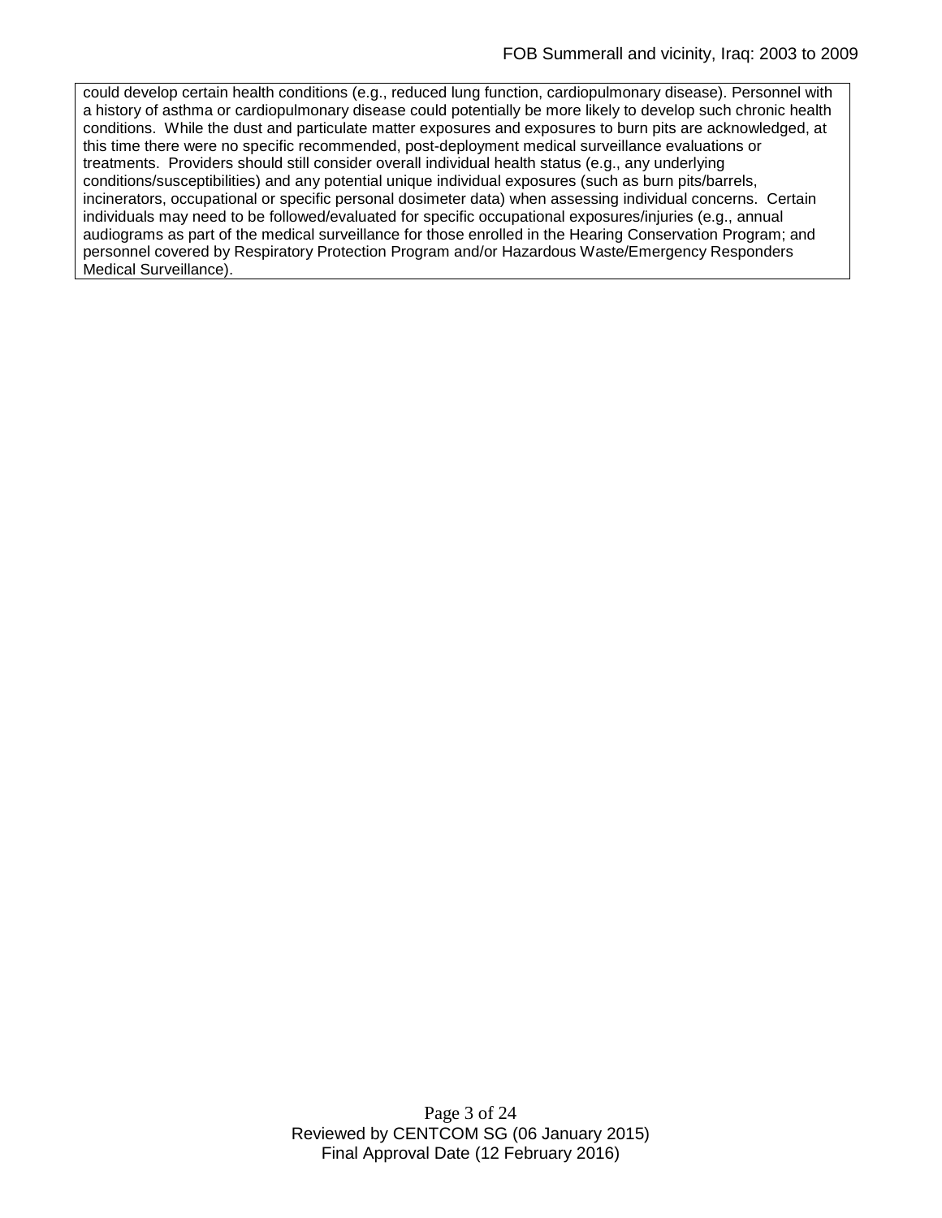could develop certain health conditions (e.g., reduced lung function, cardiopulmonary disease). Personnel with a history of asthma or cardiopulmonary disease could potentially be more likely to develop such chronic health conditions. While the dust and particulate matter exposures and exposures to burn pits are acknowledged, at this time there were no specific recommended, post-deployment medical surveillance evaluations or treatments. Providers should still consider overall individual health status (e.g., any underlying conditions/susceptibilities) and any potential unique individual exposures (such as burn pits/barrels, incinerators, occupational or specific personal dosimeter data) when assessing individual concerns. Certain individuals may need to be followed/evaluated for specific occupational exposures/injuries (e.g., annual audiograms as part of the medical surveillance for those enrolled in the Hearing Conservation Program; and personnel covered by Respiratory Protection Program and/or Hazardous Waste/Emergency Responders Medical Surveillance).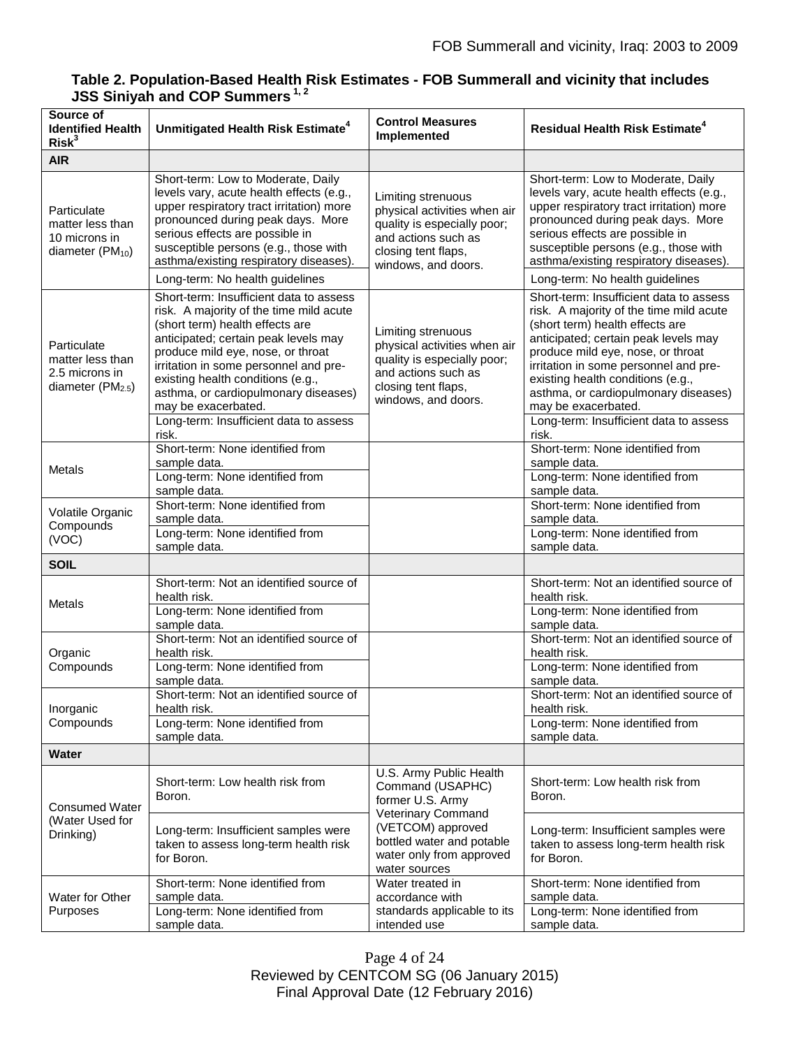### Table 2. Population-Based Health Risk Estimates - FOB Summerall and vicinity that includes JSS Siniyah and COP Summers [1, 2]

| Source of Identified Health Risk[3] | Unmitigated Health Risk Estimate[4] | Control Measures Implemented | Residual Health Risk Estimate[4] |
|---|---|---|---|
| **AIR** | | | |
| Particulate matter less than 10 microns in diameter ($PM_{10}$) | Short-term: Low to Moderate, Daily levels vary, acute health effects (e.g., upper respiratory tract irritation) more pronounced during peak days. More serious effects are possible in susceptible persons (e.g., those with asthma/existing respiratory diseases). | Limiting strenuous physical activities when air quality is especially poor; and actions such as closing tent flaps, windows, and doors. | Short-term: Low to Moderate, Daily levels vary, acute health effects (e.g., upper respiratory tract irritation) more pronounced during peak days. More serious effects are possible in susceptible persons (e.g., those with asthma/existing respiratory diseases). |
| | Long-term: No health guidelines | | Long-term: No health guidelines |
| Particulate matter less than 2.5 microns in diameter ($PM_{2.5}$) | Short-term: Insufficient data to assess risk. A majority of the time mild acute (short term) health effects are anticipated; certain peak levels may produce mild eye, nose, or throat irritation in some personnel and pre-existing health conditions (e.g., asthma, or cardiopulmonary diseases) may be exacerbated. | Limiting strenuous physical activities when air quality is especially poor; and actions such as closing tent flaps, windows, and doors. | Short-term: Insufficient data to assess risk. A majority of the time mild acute (short term) health effects are anticipated; certain peak levels may produce mild eye, nose, or throat irritation in some personnel and pre-existing health conditions (e.g., asthma, or cardiopulmonary diseases) may be exacerbated. |
| | Long-term: Insufficient data to assess risk. | | Long-term: Insufficient data to assess risk. |
| Metals | Short-term: None identified from sample data. | | Short-term: None identified from sample data. |
| | Long-term: None identified from sample data. | | Long-term: None identified from sample data. |
| Volatile Organic Compounds (VOC) | Short-term: None identified from sample data. | | Short-term: None identified from sample data. |
| | Long-term: None identified from sample data. | | Long-term: None identified from sample data. |
| **SOIL** | | | |
| Metals | Short-term: Not an identified source of health risk. | | Short-term: Not an identified source of health risk. |
| | Long-term: None identified from sample data. | | Long-term: None identified from sample data. |
| Organic Compounds | Short-term: Not an identified source of health risk. | | Short-term: Not an identified source of health risk. |
| | Long-term: None identified from sample data. | | Long-term: None identified from sample data. |
| Inorganic Compounds | Short-term: Not an identified source of health risk. | | Short-term: Not an identified source of health risk. |
| | Long-term: None identified from sample data. | | Long-term: None identified from sample data. |
| **Water** | | | |
| Consumed Water (Water Used for Drinking) | Short-term: Low health risk from Boron. | U.S. Army Public Health Command (USAPHC) former U.S. Army Veterinary Command (VETCOM) approved bottled water and potable water only from approved water sources | Short-term: Low health risk from Boron. |
| | Long-term: Insufficient samples were taken to assess long-term health risk for Boron. | | Long-term: Insufficient samples were taken to assess long-term health risk for Boron. |
| Water for Other Purposes | Short-term: None identified from sample data. | Water treated in accordance with standards applicable to its intended use | Short-term: None identified from sample data. |
| | Long-term: None identified from sample data. | | Long-term: None identified from sample data. |

Reviewed by CENTCOM SG (06 January 2015)
Final Approval Date (12 February 2016)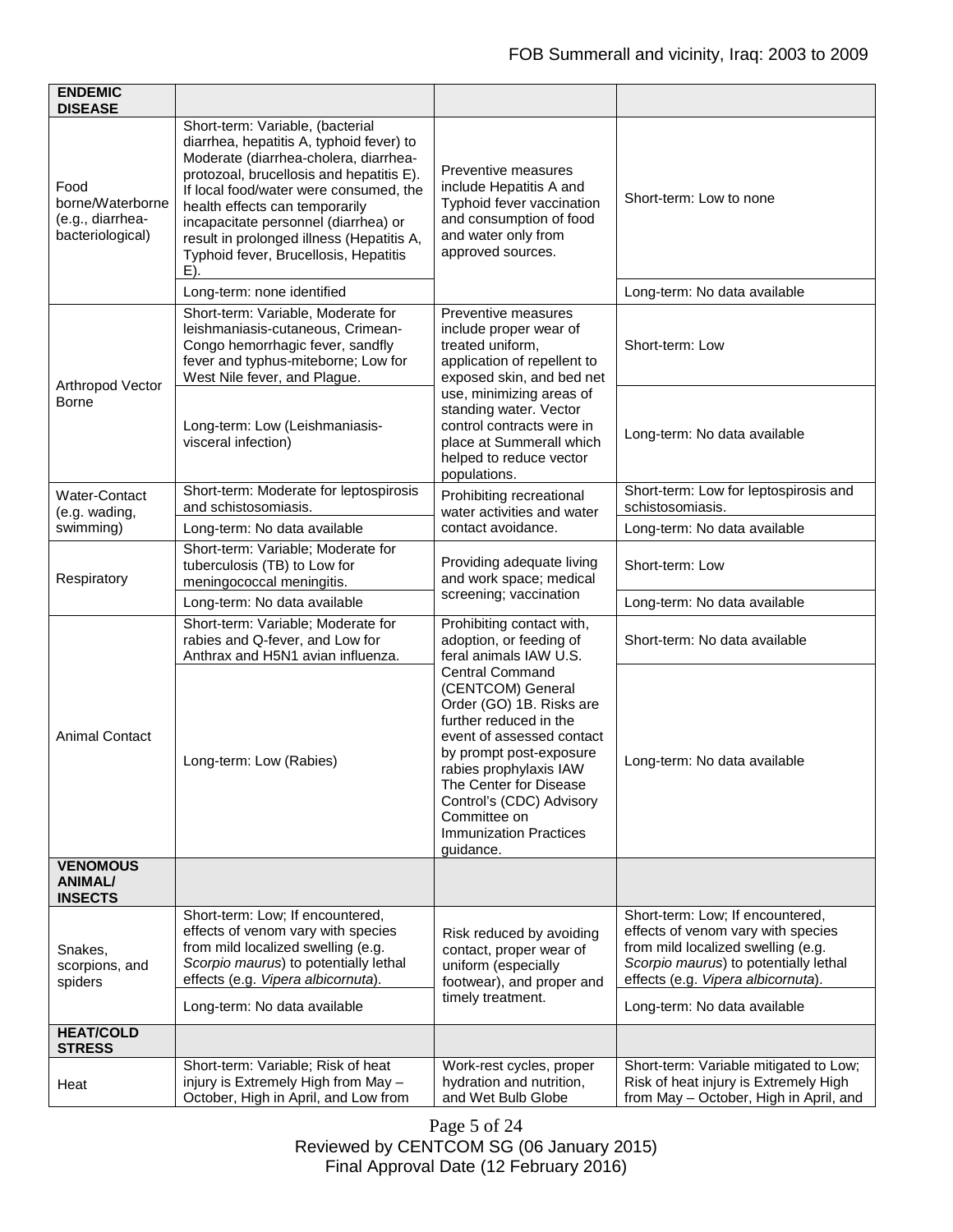| **ENDEMIC DISEASE** | | | |
|---|---|---|---|
| Food borne/Waterborne (e.g., diarrhea-bacteriological) | Short-term: Variable, (bacterial diarrhea, hepatitis A, typhoid fever) to Moderate (diarrhea-cholera, diarrhea-protozoal, brucellosis and hepatitis E). If local food/water were consumed, the health effects can temporarily incapacitate personnel (diarrhea) or result in prolonged illness (Hepatitis A, Typhoid fever, Brucellosis, Hepatitis E). | Preventive measures include Hepatitis A and Typhoid fever vaccination and consumption of food and water only from approved sources. | Short-term: Low to none |
| | Long-term: none identified | | Long-term: No data available |
| Arthropod Vector Borne | Short-term: Variable, Moderate for leishmaniasis-cutaneous, Crimean-Congo hemorrhagic fever, sandfly fever and typhus-miteborne; Low for West Nile fever, and Plague. | Preventive measures include proper wear of treated uniform, application of repellent to exposed skin, and bed net use, minimizing areas of standing water. Vector control contracts were in place at Summerall which helped to reduce vector populations. | Short-term: Low |
| | Long-term: Low (Leishmaniasis-visceral infection) | | Long-term: No data available |
| Water-Contact (e.g. wading, swimming) | Short-term: Moderate for leptospirosis and schistosomiasis. | Prohibiting recreational water activities and water contact avoidance. | Short-term: Low for leptospirosis and schistosomiasis. |
| | Long-term: No data available | | Long-term: No data available |
| Respiratory | Short-term: Variable; Moderate for tuberculosis (TB) to Low for meningococcal meningitis. | Providing adequate living and work space; medical screening; vaccination | Short-term: Low |
| | Long-term: No data available | | Long-term: No data available |
| Animal Contact | Short-term: Variable; Moderate for rabies and Q-fever, and Low for Anthrax and H5N1 avian influenza. | Prohibiting contact with, adoption, or feeding of feral animals IAW U.S. Central Command (CENTCOM) General Order (GO) 1B. Risks are further reduced in the event of assessed contact by prompt post-exposure rabies prophylaxis IAW The Center for Disease Control's (CDC) Advisory Committee on Immunization Practices guidance. | Short-term: No data available |
| | Long-term: Low (Rabies) | | Long-term: No data available |
| **VENOMOUS ANIMAL/ INSECTS** | | | |
| Snakes, scorpions, and spiders | Short-term: Low; If encountered, effects of venom vary with species from mild localized swelling (e.g. *Scorpio maurus*) to potentially lethal effects (e.g. *Vipera albicornuta*). | Risk reduced by avoiding contact, proper wear of uniform (especially footwear), and proper and timely treatment. | Short-term: Low; If encountered, effects of venom vary with species from mild localized swelling (e.g. *Scorpio maurus*) to potentially lethal effects (e.g. *Vipera albicornuta*). |
| | Long-term: No data available | | Long-term: No data available |
| **HEAT/COLD STRESS** | | | |
| Heat | Short-term: Variable; Risk of heat injury is Extremely High from May – October, High in April, and Low from | Work-rest cycles, proper hydration and nutrition, and Wet Bulb Globe | Short-term: Variable mitigated to Low; Risk of heat injury is Extremely High from May – October, High in April, and |

Reviewed by CENTCOM SG (06 January 2015)
Final Approval Date (12 February 2016)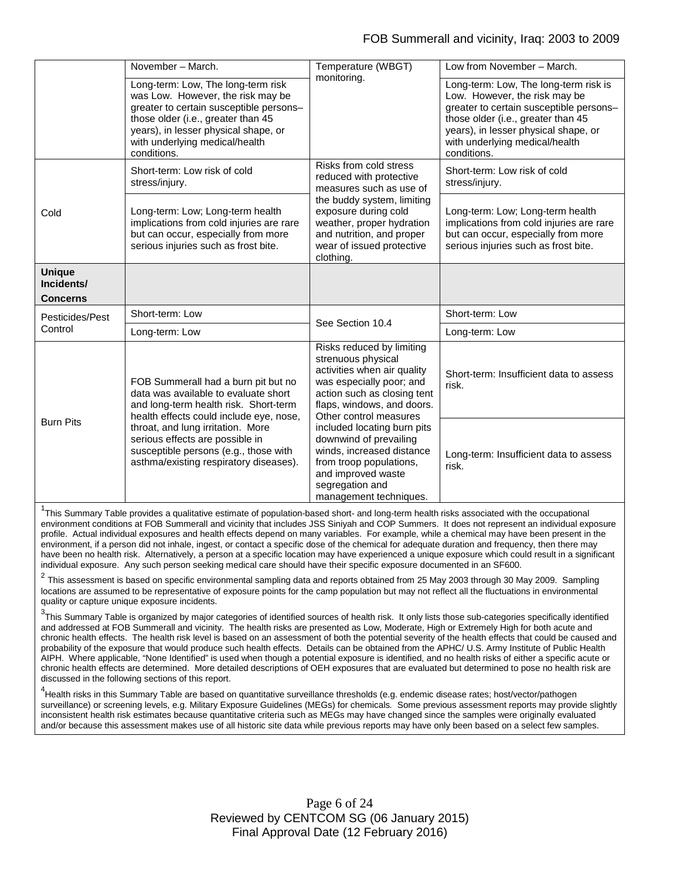| | | | |
|---|---|---|---|
| | November – March. | Temperature (WBGT) monitoring. | Low from November – March. |
| | Long-term: Low, The long-term risk was Low. However, the risk may be greater to certain susceptible persons–those older (i.e., greater than 45 years), in lesser physical shape, or with underlying medical/health conditions. | | Long-term: Low, The long-term risk is Low. However, the risk may be greater to certain susceptible persons–those older (i.e., greater than 45 years), in lesser physical shape, or with underlying medical/health conditions. |
| Cold | Short-term: Low risk of cold stress/injury. | Risks from cold stress reduced with protective measures such as use of the buddy system, limiting exposure during cold weather, proper hydration and nutrition, and proper wear of issued protective clothing. | Short-term: Low risk of cold stress/injury. |
| | Long-term: Low; Long-term health implications from cold injuries are rare but can occur, especially from more serious injuries such as frost bite. | | Long-term: Low; Long-term health implications from cold injuries are rare but can occur, especially from more serious injuries such as frost bite. |
| **Unique Incidents/ Concerns** | | | |
| Pesticides/Pest Control | Short-term: Low | See Section 10.4 | Short-term: Low |
| | Long-term: Low | | Long-term: Low |
| Burn Pits | FOB Summerall had a burn pit but no data was available to evaluate short and long-term health risk. Short-term health effects could include eye, nose, throat, and lung irritation. More serious effects are possible in susceptible persons (e.g., those with asthma/existing respiratory diseases). | Risks reduced by limiting strenuous physical activities when air quality was especially poor; and action such as closing tent flaps, windows, and doors. Other control measures included locating burn pits downwind of prevailing winds, increased distance from troop populations, and improved waste segregation and management techniques. | Short-term: Insufficient data to assess risk. |
| | | | Long-term: Insufficient data to assess risk. |

[1]This Summary Table provides a qualitative estimate of population-based short- and long-term health risks associated with the occupational environment conditions at FOB Summerall and vicinity that includes JSS Siniyah and COP Summers. It does not represent an individual exposure profile. Actual individual exposures and health effects depend on many variables. For example, while a chemical may have been present in the environment, if a person did not inhale, ingest, or contact a specific dose of the chemical for adequate duration and frequency, then there may have been no health risk. Alternatively, a person at a specific location may have experienced a unique exposure which could result in a significant individual exposure. Any such person seeking medical care should have their specific exposure documented in an SF600.

[2] This assessment is based on specific environmental sampling data and reports obtained from 25 May 2003 through 30 May 2009. Sampling locations are assumed to be representative of exposure points for the camp population but may not reflect all the fluctuations in environmental quality or capture unique exposure incidents.

[3]This Summary Table is organized by major categories of identified sources of health risk. It only lists those sub-categories specifically identified and addressed at FOB Summerall and vicinity. The health risks are presented as Low, Moderate, High or Extremely High for both acute and chronic health effects. The health risk level is based on an assessment of both the potential severity of the health effects that could be caused and probability of the exposure that would produce such health effects. Details can be obtained from the APHC/ U.S. Army Institute of Public Health AIPH. Where applicable, "None Identified" is used when though a potential exposure is identified, and no health risks of either a specific acute or chronic health effects are determined. More detailed descriptions of OEH exposures that are evaluated but determined to pose no health risk are discussed in the following sections of this report.

[4]Health risks in this Summary Table are based on quantitative surveillance thresholds (e.g. endemic disease rates; host/vector/pathogen surveillance) or screening levels, e.g. Military Exposure Guidelines (MEGs) for chemicals*.* Some previous assessment reports may provide slightly inconsistent health risk estimates because quantitative criteria such as MEGs may have changed since the samples were originally evaluated and/or because this assessment makes use of all historic site data while previous reports may have only been based on a select few samples.

Reviewed by CENTCOM SG (06 January 2015)
Final Approval Date (12 February 2016)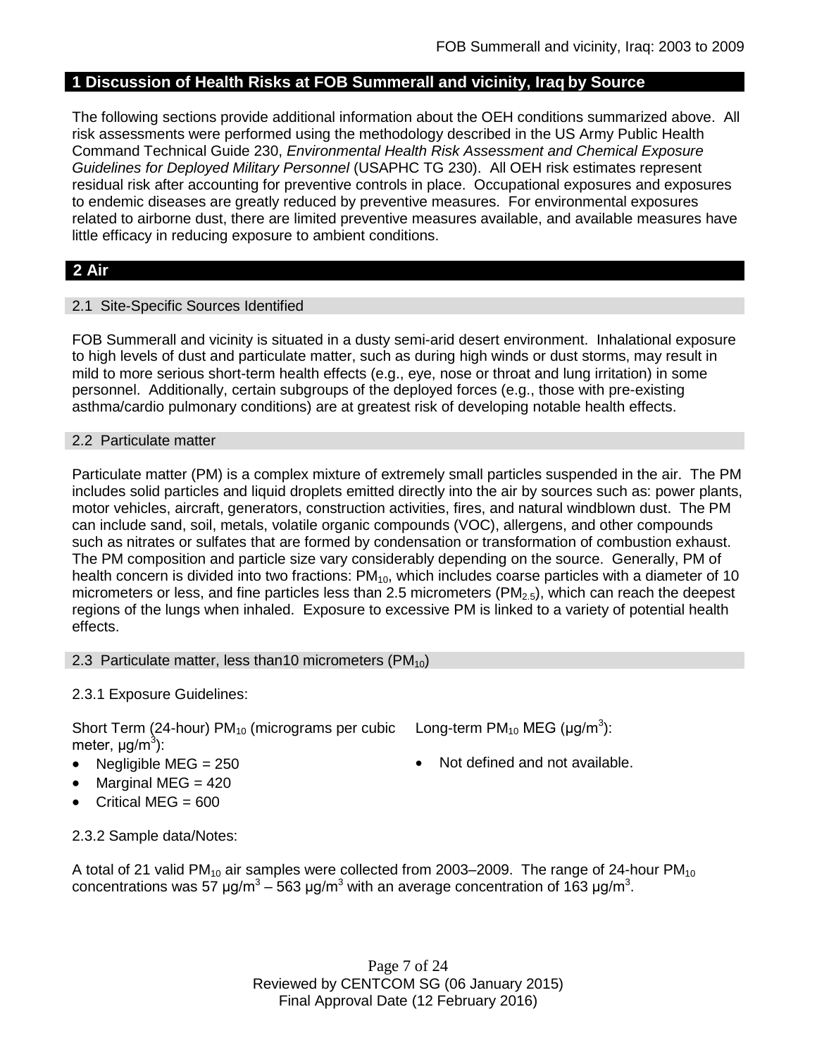## 1 Discussion of Health Risks at FOB Summerall and vicinity, Iraq by Source

The following sections provide additional information about the OEH conditions summarized above. All risk assessments were performed using the methodology described in the US Army Public Health Command Technical Guide 230, *Environmental Health Risk Assessment and Chemical Exposure Guidelines for Deployed Military Personnel* (USAPHC TG 230). All OEH risk estimates represent residual risk after accounting for preventive controls in place. Occupational exposures and exposures to endemic diseases are greatly reduced by preventive measures. For environmental exposures related to airborne dust, there are limited preventive measures available, and available measures have little efficacy in reducing exposure to ambient conditions.

## 2 Air

### 2.1 Site-Specific Sources Identified

FOB Summerall and vicinity is situated in a dusty semi-arid desert environment. Inhalational exposure to high levels of dust and particulate matter, such as during high winds or dust storms, may result in mild to more serious short-term health effects (e.g., eye, nose or throat and lung irritation) in some personnel. Additionally, certain subgroups of the deployed forces (e.g., those with pre-existing asthma/cardio pulmonary conditions) are at greatest risk of developing notable health effects.

### 2.2 Particulate matter

Particulate matter (PM) is a complex mixture of extremely small particles suspended in the air. The PM includes solid particles and liquid droplets emitted directly into the air by sources such as: power plants, motor vehicles, aircraft, generators, construction activities, fires, and natural windblown dust. The PM can include sand, soil, metals, volatile organic compounds (VOC), allergens, and other compounds such as nitrates or sulfates that are formed by condensation or transformation of combustion exhaust. The PM composition and particle size vary considerably depending on the source. Generally, PM of health concern is divided into two fractions: $PM_{10}$, which includes coarse particles with a diameter of 10 micrometers or less, and fine particles less than 2.5 micrometers ($PM_{2.5}$), which can reach the deepest regions of the lungs when inhaled. Exposure to excessive PM is linked to a variety of potential health effects.

### 2.3 Particulate matter, less than10 micrometers ($PM_{10}$)

2.3.1 Exposure Guidelines:

Short Term (24-hour) $PM_{10}$ (micrograms per cubic meter, $\mu g/m^3$):

- Negligible MEG = 250
- Marginal MEG = 420
- Critical MEG = 600

Long-term $PM_{10}$ MEG ($\mu g/m^3$):

- Not defined and not available.

2.3.2 Sample data/Notes:

A total of 21 valid $PM_{10}$ air samples were collected from 2003–2009. The range of 24-hour $PM_{10}$ concentrations was 57 $\mu g/m^3$ – 563 $\mu g/m^3$ with an average concentration of 163 $\mu g/m^3$.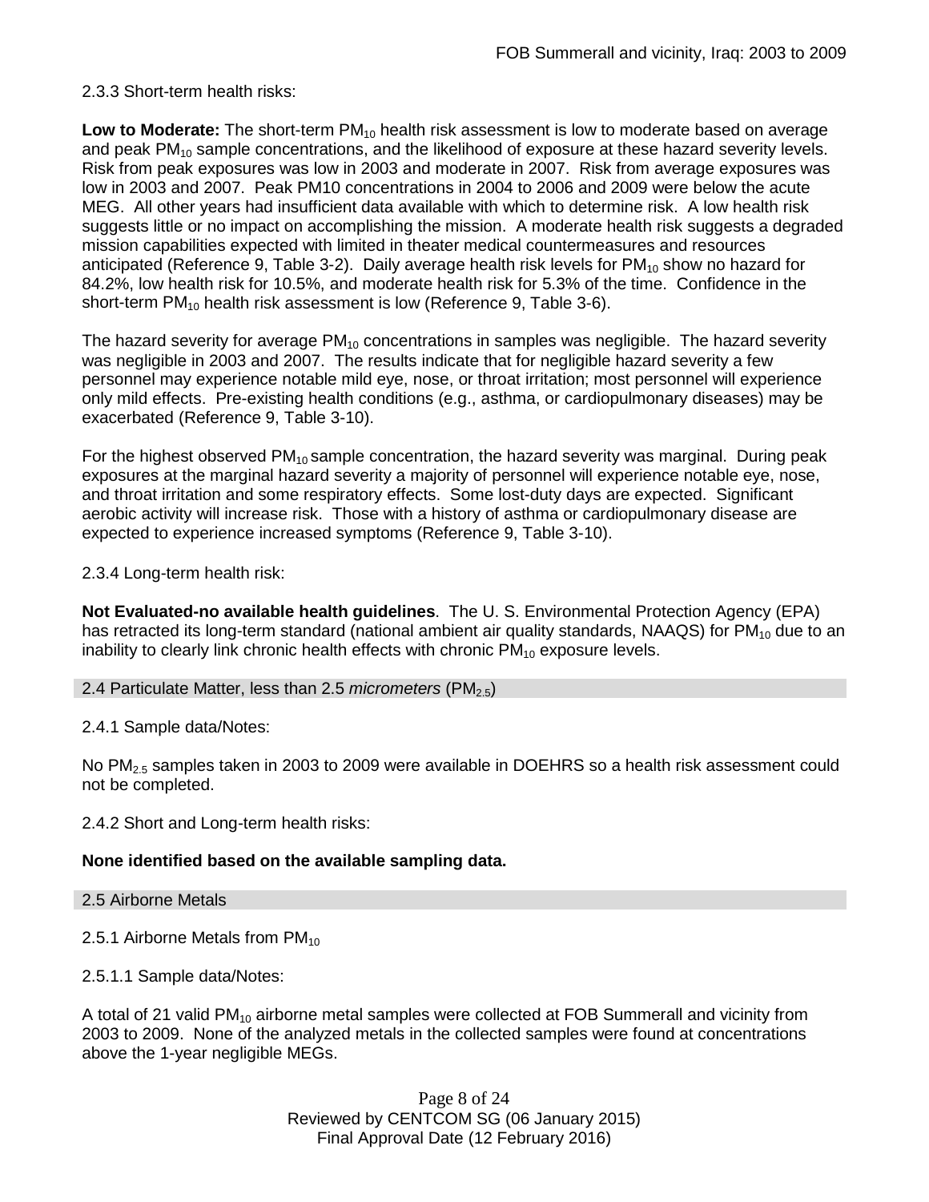2.3.3 Short-term health risks:

**Low to Moderate:** The short-term $PM_{10}$ health risk assessment is low to moderate based on average and peak $PM_{10}$ sample concentrations, and the likelihood of exposure at these hazard severity levels. Risk from peak exposures was low in 2003 and moderate in 2007. Risk from average exposures was low in 2003 and 2007. Peak PM10 concentrations in 2004 to 2006 and 2009 were below the acute MEG. All other years had insufficient data available with which to determine risk. A low health risk suggests little or no impact on accomplishing the mission. A moderate health risk suggests a degraded mission capabilities expected with limited in theater medical countermeasures and resources anticipated (Reference 9, Table 3-2). Daily average health risk levels for $PM_{10}$ show no hazard for 84.2%, low health risk for 10.5%, and moderate health risk for 5.3% of the time. Confidence in the short-term $PM_{10}$ health risk assessment is low (Reference 9, Table 3-6).

The hazard severity for average $PM_{10}$ concentrations in samples was negligible. The hazard severity was negligible in 2003 and 2007. The results indicate that for negligible hazard severity a few personnel may experience notable mild eye, nose, or throat irritation; most personnel will experience only mild effects. Pre-existing health conditions (e.g., asthma, or cardiopulmonary diseases) may be exacerbated (Reference 9, Table 3-10).

For the highest observed $PM_{10}$ sample concentration, the hazard severity was marginal. During peak exposures at the marginal hazard severity a majority of personnel will experience notable eye, nose, and throat irritation and some respiratory effects. Some lost-duty days are expected. Significant aerobic activity will increase risk. Those with a history of asthma or cardiopulmonary disease are expected to experience increased symptoms (Reference 9, Table 3-10).

2.3.4 Long-term health risk:

**Not Evaluated-no available health guidelines**. The U. S. Environmental Protection Agency (EPA) has retracted its long-term standard (national ambient air quality standards, NAAQS) for $PM_{10}$ due to an inability to clearly link chronic health effects with chronic $PM_{10}$ exposure levels.

## 2.4 Particulate Matter, less than 2.5 *micrometers* ($PM_{2.5}$)

2.4.1 Sample data/Notes:

No $PM_{2.5}$ samples taken in 2003 to 2009 were available in DOEHRS so a health risk assessment could not be completed.

2.4.2 Short and Long-term health risks:

**None identified based on the available sampling data.**

## 2.5 Airborne Metals

2.5.1 Airborne Metals from $PM_{10}$

2.5.1.1 Sample data/Notes:

A total of 21 valid $PM_{10}$ airborne metal samples were collected at FOB Summerall and vicinity from 2003 to 2009. None of the analyzed metals in the collected samples were found at concentrations above the 1-year negligible MEGs.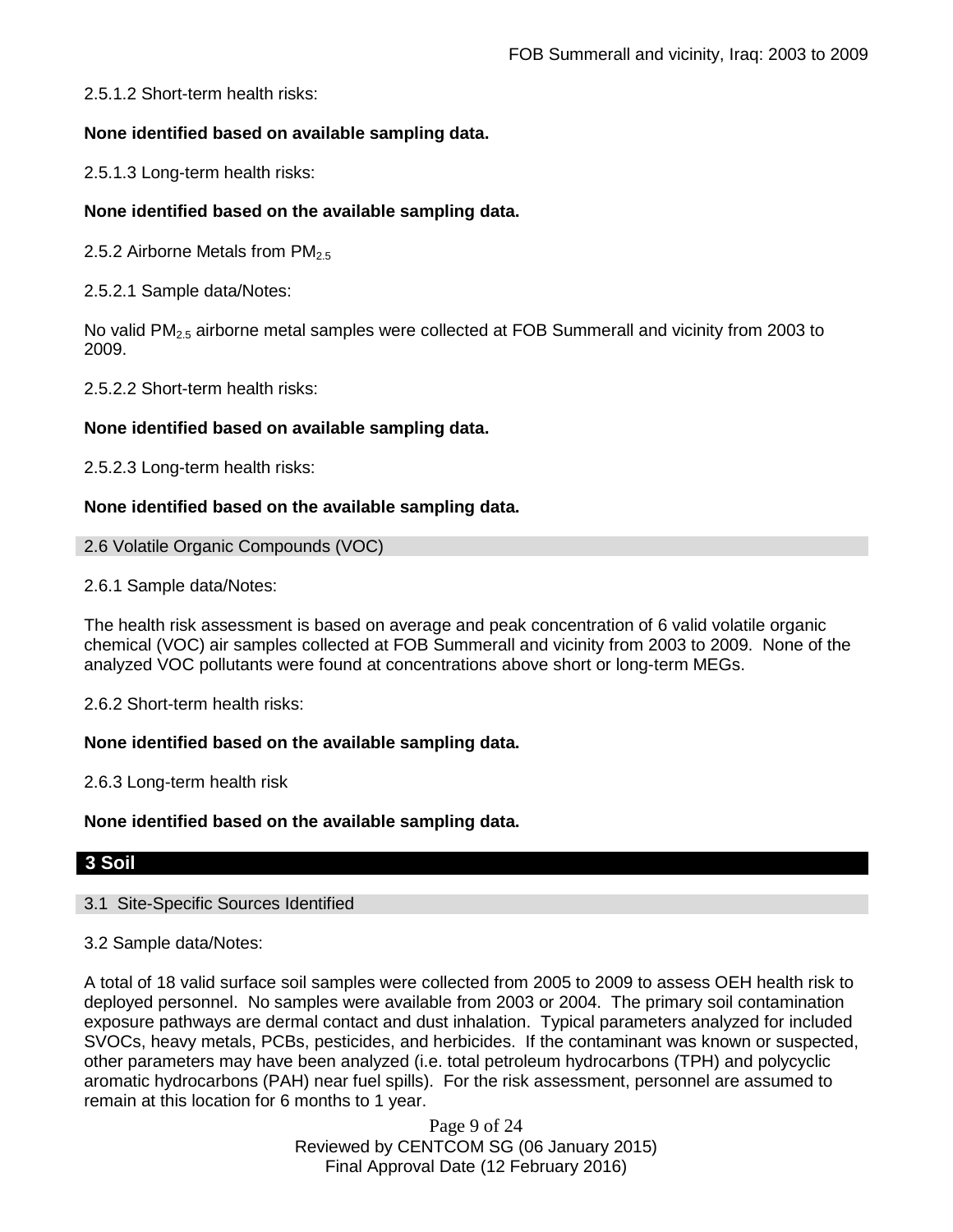2.5.1.2 Short-term health risks:

**None identified based on available sampling data.**

2.5.1.3 Long-term health risks:

**None identified based on the available sampling data.**

2.5.2 Airborne Metals from $PM_{2.5}$

2.5.2.1 Sample data/Notes:

No valid $PM_{2.5}$ airborne metal samples were collected at FOB Summerall and vicinity from 2003 to 2009.

2.5.2.2 Short-term health risks:

**None identified based on available sampling data.**

2.5.2.3 Long-term health risks:

**None identified based on the available sampling data.**

### 2.6 Volatile Organic Compounds (VOC)

2.6.1 Sample data/Notes:

The health risk assessment is based on average and peak concentration of 6 valid volatile organic chemical (VOC) air samples collected at FOB Summerall and vicinity from 2003 to 2009. None of the analyzed VOC pollutants were found at concentrations above short or long-term MEGs.

2.6.2 Short-term health risks:

**None identified based on the available sampling data.**

2.6.3 Long-term health risk

**None identified based on the available sampling data.**

## 3 Soil

### 3.1 Site-Specific Sources Identified

3.2 Sample data/Notes:

A total of 18 valid surface soil samples were collected from 2005 to 2009 to assess OEH health risk to deployed personnel. No samples were available from 2003 or 2004. The primary soil contamination exposure pathways are dermal contact and dust inhalation. Typical parameters analyzed for included SVOCs, heavy metals, PCBs, pesticides, and herbicides. If the contaminant was known or suspected, other parameters may have been analyzed (i.e. total petroleum hydrocarbons (TPH) and polycyclic aromatic hydrocarbons (PAH) near fuel spills). For the risk assessment, personnel are assumed to remain at this location for 6 months to 1 year.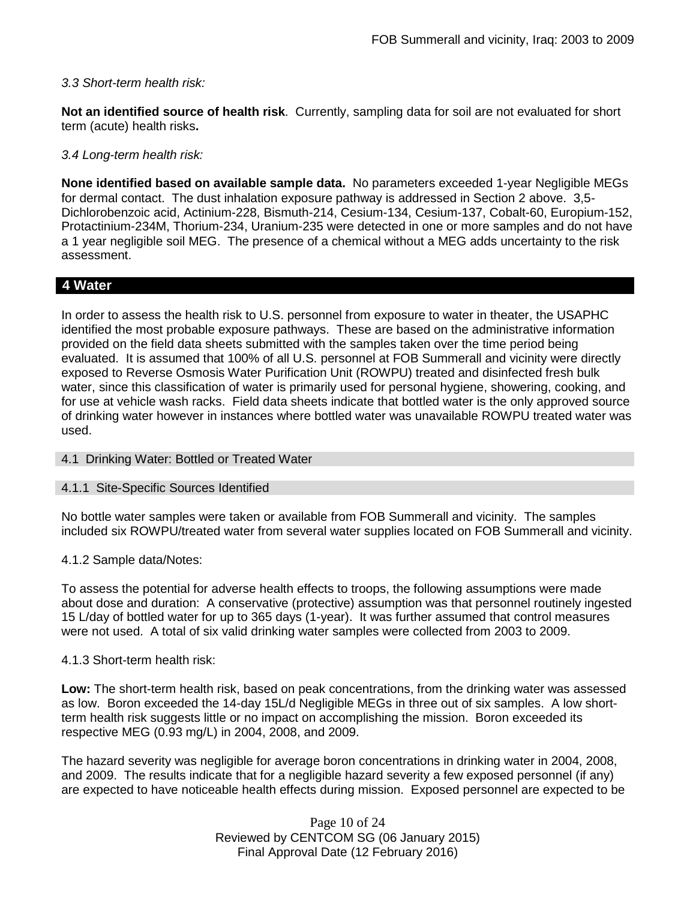*3.3 Short-term health risk:*

**Not an identified source of health risk**. Currently, sampling data for soil are not evaluated for short term (acute) health risks**.**

*3.4 Long-term health risk:*

**None identified based on available sample data.** No parameters exceeded 1-year Negligible MEGs for dermal contact. The dust inhalation exposure pathway is addressed in Section 2 above. 3,5-Dichlorobenzoic acid, Actinium-228, Bismuth-214, Cesium-134, Cesium-137, Cobalt-60, Europium-152, Protactinium-234M, Thorium-234, Uranium-235 were detected in one or more samples and do not have a 1 year negligible soil MEG. The presence of a chemical without a MEG adds uncertainty to the risk assessment.

## 4 Water

In order to assess the health risk to U.S. personnel from exposure to water in theater, the USAPHC identified the most probable exposure pathways. These are based on the administrative information provided on the field data sheets submitted with the samples taken over the time period being evaluated. It is assumed that 100% of all U.S. personnel at FOB Summerall and vicinity were directly exposed to Reverse Osmosis Water Purification Unit (ROWPU) treated and disinfected fresh bulk water, since this classification of water is primarily used for personal hygiene, showering, cooking, and for use at vehicle wash racks. Field data sheets indicate that bottled water is the only approved source of drinking water however in instances where bottled water was unavailable ROWPU treated water was used.

### 4.1 Drinking Water: Bottled or Treated Water

### 4.1.1 Site-Specific Sources Identified

No bottle water samples were taken or available from FOB Summerall and vicinity. The samples included six ROWPU/treated water from several water supplies located on FOB Summerall and vicinity.

4.1.2 Sample data/Notes:

To assess the potential for adverse health effects to troops, the following assumptions were made about dose and duration: A conservative (protective) assumption was that personnel routinely ingested 15 L/day of bottled water for up to 365 days (1-year). It was further assumed that control measures were not used. A total of six valid drinking water samples were collected from 2003 to 2009.

4.1.3 Short-term health risk:

**Low:** The short-term health risk, based on peak concentrations, from the drinking water was assessed as low. Boron exceeded the 14-day 15L/d Negligible MEGs in three out of six samples. A low short-term health risk suggests little or no impact on accomplishing the mission. Boron exceeded its respective MEG (0.93 mg/L) in 2004, 2008, and 2009.

The hazard severity was negligible for average boron concentrations in drinking water in 2004, 2008, and 2009. The results indicate that for a negligible hazard severity a few exposed personnel (if any) are expected to have noticeable health effects during mission. Exposed personnel are expected to be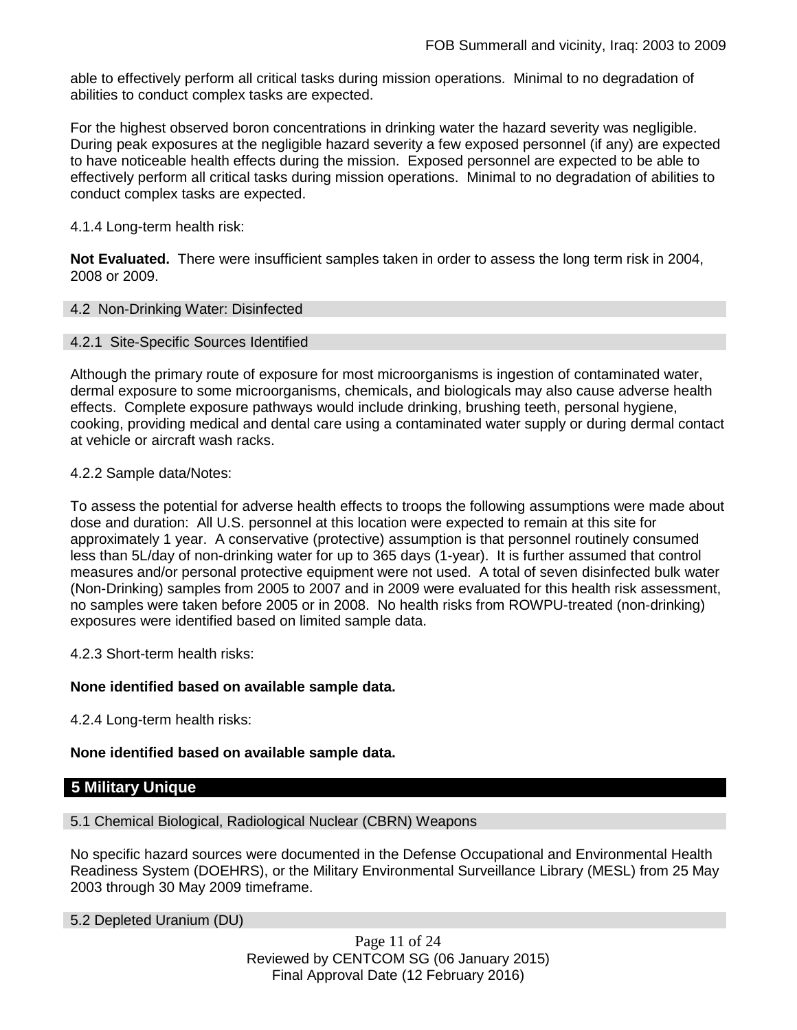able to effectively perform all critical tasks during mission operations. Minimal to no degradation of abilities to conduct complex tasks are expected.

For the highest observed boron concentrations in drinking water the hazard severity was negligible. During peak exposures at the negligible hazard severity a few exposed personnel (if any) are expected to have noticeable health effects during the mission. Exposed personnel are expected to be able to effectively perform all critical tasks during mission operations. Minimal to no degradation of abilities to conduct complex tasks are expected.

4.1.4 Long-term health risk:

**Not Evaluated.** There were insufficient samples taken in order to assess the long term risk in 2004, 2008 or 2009.

### 4.2 Non-Drinking Water: Disinfected

#### 4.2.1 Site-Specific Sources Identified

Although the primary route of exposure for most microorganisms is ingestion of contaminated water, dermal exposure to some microorganisms, chemicals, and biologicals may also cause adverse health effects. Complete exposure pathways would include drinking, brushing teeth, personal hygiene, cooking, providing medical and dental care using a contaminated water supply or during dermal contact at vehicle or aircraft wash racks.

4.2.2 Sample data/Notes:

To assess the potential for adverse health effects to troops the following assumptions were made about dose and duration: All U.S. personnel at this location were expected to remain at this site for approximately 1 year. A conservative (protective) assumption is that personnel routinely consumed less than 5L/day of non-drinking water for up to 365 days (1-year). It is further assumed that control measures and/or personal protective equipment were not used. A total of seven disinfected bulk water (Non-Drinking) samples from 2005 to 2007 and in 2009 were evaluated for this health risk assessment, no samples were taken before 2005 or in 2008. No health risks from ROWPU-treated (non-drinking) exposures were identified based on limited sample data.

4.2.3 Short-term health risks:

**None identified based on available sample data.**

4.2.4 Long-term health risks:

**None identified based on available sample data.**

## 5 Military Unique

### 5.1 Chemical Biological, Radiological Nuclear (CBRN) Weapons

No specific hazard sources were documented in the Defense Occupational and Environmental Health Readiness System (DOEHRS), or the Military Environmental Surveillance Library (MESL) from 25 May 2003 through 30 May 2009 timeframe.

### 5.2 Depleted Uranium (DU)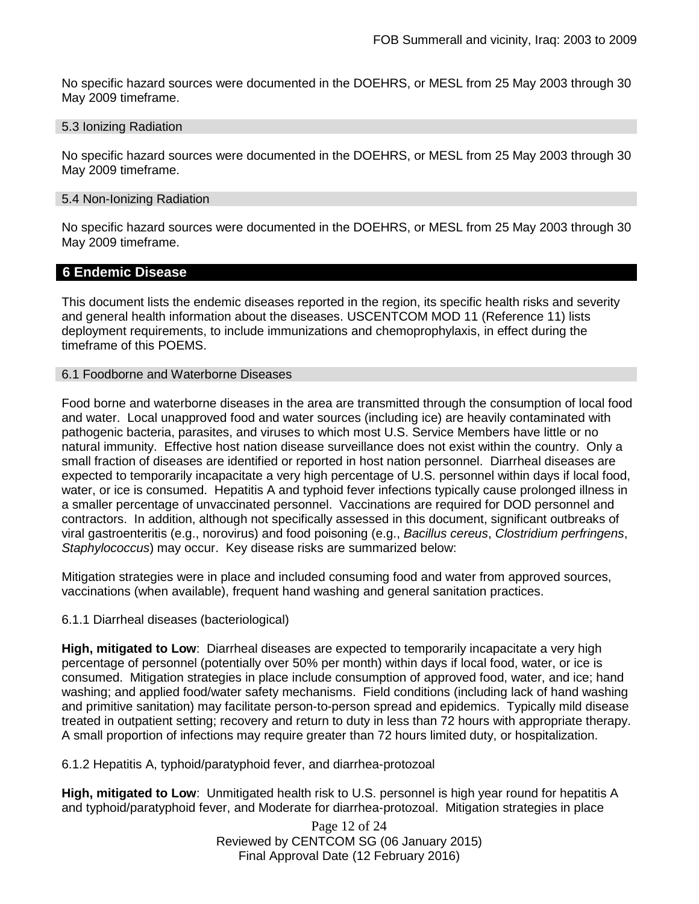No specific hazard sources were documented in the DOEHRS, or MESL from 25 May 2003 through 30 May 2009 timeframe.

### 5.3 Ionizing Radiation

No specific hazard sources were documented in the DOEHRS, or MESL from 25 May 2003 through 30 May 2009 timeframe.

### 5.4 Non-Ionizing Radiation

No specific hazard sources were documented in the DOEHRS, or MESL from 25 May 2003 through 30 May 2009 timeframe.

## 6 Endemic Disease

This document lists the endemic diseases reported in the region, its specific health risks and severity and general health information about the diseases. USCENTCOM MOD 11 (Reference 11) lists deployment requirements, to include immunizations and chemoprophylaxis, in effect during the timeframe of this POEMS.

### 6.1 Foodborne and Waterborne Diseases

Food borne and waterborne diseases in the area are transmitted through the consumption of local food and water. Local unapproved food and water sources (including ice) are heavily contaminated with pathogenic bacteria, parasites, and viruses to which most U.S. Service Members have little or no natural immunity. Effective host nation disease surveillance does not exist within the country. Only a small fraction of diseases are identified or reported in host nation personnel. Diarrheal diseases are expected to temporarily incapacitate a very high percentage of U.S. personnel within days if local food, water, or ice is consumed. Hepatitis A and typhoid fever infections typically cause prolonged illness in a smaller percentage of unvaccinated personnel. Vaccinations are required for DOD personnel and contractors. In addition, although not specifically assessed in this document, significant outbreaks of viral gastroenteritis (e.g., norovirus) and food poisoning (e.g., *Bacillus cereus*, *Clostridium perfringens*, *Staphylococcus*) may occur. Key disease risks are summarized below:

Mitigation strategies were in place and included consuming food and water from approved sources, vaccinations (when available), frequent hand washing and general sanitation practices.

6.1.1 Diarrheal diseases (bacteriological)

**High, mitigated to Low**: Diarrheal diseases are expected to temporarily incapacitate a very high percentage of personnel (potentially over 50% per month) within days if local food, water, or ice is consumed. Mitigation strategies in place include consumption of approved food, water, and ice; hand washing; and applied food/water safety mechanisms. Field conditions (including lack of hand washing and primitive sanitation) may facilitate person-to-person spread and epidemics. Typically mild disease treated in outpatient setting; recovery and return to duty in less than 72 hours with appropriate therapy. A small proportion of infections may require greater than 72 hours limited duty, or hospitalization.

6.1.2 Hepatitis A, typhoid/paratyphoid fever, and diarrhea-protozoal

**High, mitigated to Low**: Unmitigated health risk to U.S. personnel is high year round for hepatitis A and typhoid/paratyphoid fever, and Moderate for diarrhea-protozoal. Mitigation strategies in place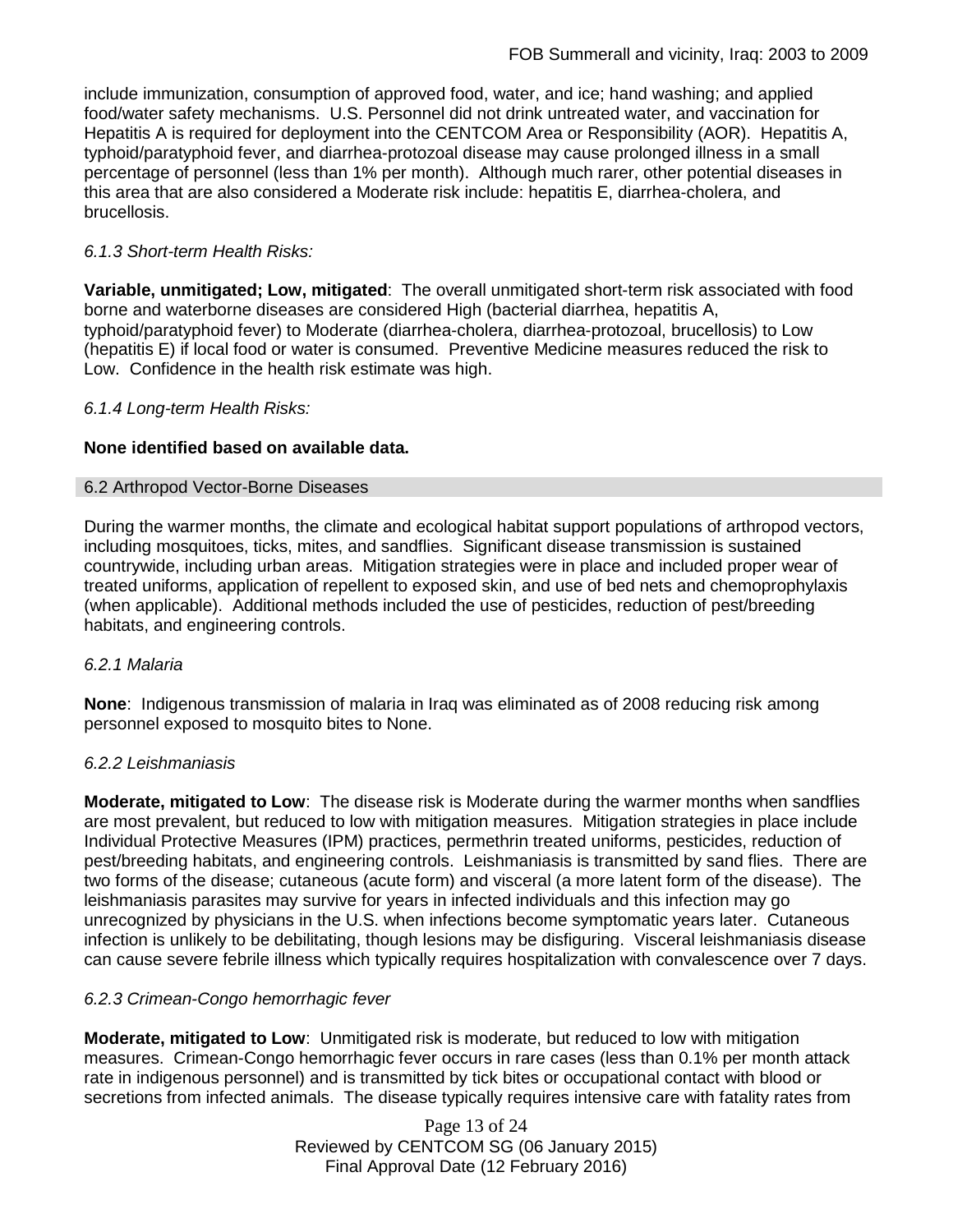include immunization, consumption of approved food, water, and ice; hand washing; and applied food/water safety mechanisms. U.S. Personnel did not drink untreated water, and vaccination for Hepatitis A is required for deployment into the CENTCOM Area or Responsibility (AOR). Hepatitis A, typhoid/paratyphoid fever, and diarrhea-protozoal disease may cause prolonged illness in a small percentage of personnel (less than 1% per month). Although much rarer, other potential diseases in this area that are also considered a Moderate risk include: hepatitis E, diarrhea-cholera, and brucellosis.

*6.1.3 Short-term Health Risks:*

**Variable, unmitigated; Low, mitigated**: The overall unmitigated short-term risk associated with food borne and waterborne diseases are considered High (bacterial diarrhea, hepatitis A, typhoid/paratyphoid fever) to Moderate (diarrhea-cholera, diarrhea-protozoal, brucellosis) to Low (hepatitis E) if local food or water is consumed. Preventive Medicine measures reduced the risk to Low. Confidence in the health risk estimate was high.

*6.1.4 Long-term Health Risks:*

**None identified based on available data.**

## 6.2 Arthropod Vector-Borne Diseases

During the warmer months, the climate and ecological habitat support populations of arthropod vectors, including mosquitoes, ticks, mites, and sandflies. Significant disease transmission is sustained countrywide, including urban areas. Mitigation strategies were in place and included proper wear of treated uniforms, application of repellent to exposed skin, and use of bed nets and chemoprophylaxis (when applicable). Additional methods included the use of pesticides, reduction of pest/breeding habitats, and engineering controls.

*6.2.1 Malaria*

**None**: Indigenous transmission of malaria in Iraq was eliminated as of 2008 reducing risk among personnel exposed to mosquito bites to None.

*6.2.2 Leishmaniasis*

**Moderate, mitigated to Low**: The disease risk is Moderate during the warmer months when sandflies are most prevalent, but reduced to low with mitigation measures. Mitigation strategies in place include Individual Protective Measures (IPM) practices, permethrin treated uniforms, pesticides, reduction of pest/breeding habitats, and engineering controls. Leishmaniasis is transmitted by sand flies. There are two forms of the disease; cutaneous (acute form) and visceral (a more latent form of the disease). The leishmaniasis parasites may survive for years in infected individuals and this infection may go unrecognized by physicians in the U.S. when infections become symptomatic years later. Cutaneous infection is unlikely to be debilitating, though lesions may be disfiguring. Visceral leishmaniasis disease can cause severe febrile illness which typically requires hospitalization with convalescence over 7 days.

*6.2.3 Crimean-Congo hemorrhagic fever*

**Moderate, mitigated to Low**: Unmitigated risk is moderate, but reduced to low with mitigation measures. Crimean-Congo hemorrhagic fever occurs in rare cases (less than 0.1% per month attack rate in indigenous personnel) and is transmitted by tick bites or occupational contact with blood or secretions from infected animals. The disease typically requires intensive care with fatality rates from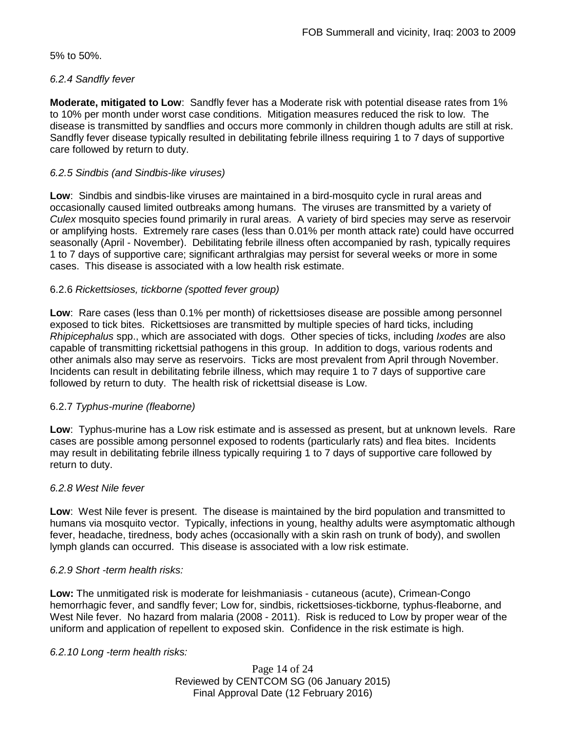5% to 50%.

*6.2.4 Sandfly fever*

**Moderate, mitigated to Low**: Sandfly fever has a Moderate risk with potential disease rates from 1% to 10% per month under worst case conditions. Mitigation measures reduced the risk to low. The disease is transmitted by sandflies and occurs more commonly in children though adults are still at risk. Sandfly fever disease typically resulted in debilitating febrile illness requiring 1 to 7 days of supportive care followed by return to duty.

*6.2.5 Sindbis (and Sindbis-like viruses)*

**Low**: Sindbis and sindbis-like viruses are maintained in a bird-mosquito cycle in rural areas and occasionally caused limited outbreaks among humans. The viruses are transmitted by a variety of *Culex* mosquito species found primarily in rural areas. A variety of bird species may serve as reservoir or amplifying hosts. Extremely rare cases (less than 0.01% per month attack rate) could have occurred seasonally (April - November). Debilitating febrile illness often accompanied by rash, typically requires 1 to 7 days of supportive care; significant arthralgias may persist for several weeks or more in some cases. This disease is associated with a low health risk estimate.

6.2.6 *Rickettsioses, tickborne (spotted fever group)*

**Low**: Rare cases (less than 0.1% per month) of rickettsioses disease are possible among personnel exposed to tick bites. Rickettsioses are transmitted by multiple species of hard ticks, including *Rhipicephalus* spp., which are associated with dogs. Other species of ticks, including *Ixodes* are also capable of transmitting rickettsial pathogens in this group. In addition to dogs, various rodents and other animals also may serve as reservoirs. Ticks are most prevalent from April through November. Incidents can result in debilitating febrile illness, which may require 1 to 7 days of supportive care followed by return to duty. The health risk of rickettsial disease is Low.

6.2.7 *Typhus-murine (fleaborne)*

**Low**: Typhus-murine has a Low risk estimate and is assessed as present, but at unknown levels. Rare cases are possible among personnel exposed to rodents (particularly rats) and flea bites. Incidents may result in debilitating febrile illness typically requiring 1 to 7 days of supportive care followed by return to duty.

*6.2.8 West Nile fever*

**Low**: West Nile fever is present. The disease is maintained by the bird population and transmitted to humans via mosquito vector. Typically, infections in young, healthy adults were asymptomatic although fever, headache, tiredness, body aches (occasionally with a skin rash on trunk of body), and swollen lymph glands can occurred. This disease is associated with a low risk estimate.

*6.2.9 Short -term health risks:*

**Low:** The unmitigated risk is moderate for leishmaniasis - cutaneous (acute), Crimean-Congo hemorrhagic fever, and sandfly fever; Low for, sindbis, rickettsioses-tickborne*,* typhus-fleaborne, and West Nile fever. No hazard from malaria (2008 - 2011). Risk is reduced to Low by proper wear of the uniform and application of repellent to exposed skin. Confidence in the risk estimate is high.

*6.2.10 Long -term health risks:*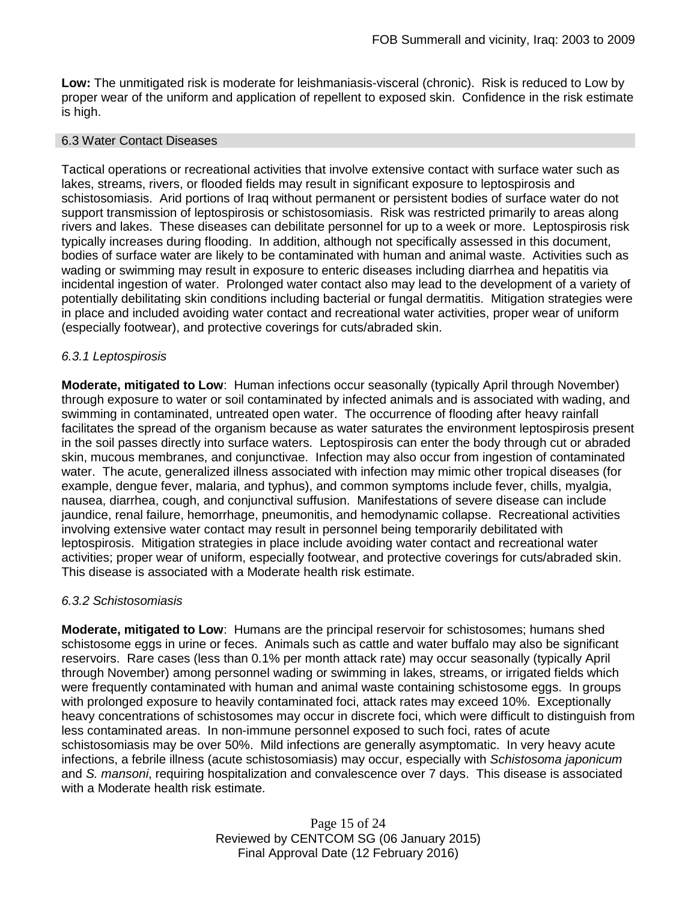**Low:** The unmitigated risk is moderate for leishmaniasis-visceral (chronic). Risk is reduced to Low by proper wear of the uniform and application of repellent to exposed skin. Confidence in the risk estimate is high.

## 6.3 Water Contact Diseases

Tactical operations or recreational activities that involve extensive contact with surface water such as lakes, streams, rivers, or flooded fields may result in significant exposure to leptospirosis and schistosomiasis. Arid portions of Iraq without permanent or persistent bodies of surface water do not support transmission of leptospirosis or schistosomiasis. Risk was restricted primarily to areas along rivers and lakes. These diseases can debilitate personnel for up to a week or more. Leptospirosis risk typically increases during flooding. In addition, although not specifically assessed in this document, bodies of surface water are likely to be contaminated with human and animal waste. Activities such as wading or swimming may result in exposure to enteric diseases including diarrhea and hepatitis via incidental ingestion of water. Prolonged water contact also may lead to the development of a variety of potentially debilitating skin conditions including bacterial or fungal dermatitis. Mitigation strategies were in place and included avoiding water contact and recreational water activities, proper wear of uniform (especially footwear), and protective coverings for cuts/abraded skin.

### *6.3.1 Leptospirosis*

**Moderate, mitigated to Low**: Human infections occur seasonally (typically April through November) through exposure to water or soil contaminated by infected animals and is associated with wading, and swimming in contaminated, untreated open water. The occurrence of flooding after heavy rainfall facilitates the spread of the organism because as water saturates the environment leptospirosis present in the soil passes directly into surface waters. Leptospirosis can enter the body through cut or abraded skin, mucous membranes, and conjunctivae. Infection may also occur from ingestion of contaminated water. The acute, generalized illness associated with infection may mimic other tropical diseases (for example, dengue fever, malaria, and typhus), and common symptoms include fever, chills, myalgia, nausea, diarrhea, cough, and conjunctival suffusion. Manifestations of severe disease can include jaundice, renal failure, hemorrhage, pneumonitis, and hemodynamic collapse. Recreational activities involving extensive water contact may result in personnel being temporarily debilitated with leptospirosis. Mitigation strategies in place include avoiding water contact and recreational water activities; proper wear of uniform, especially footwear, and protective coverings for cuts/abraded skin. This disease is associated with a Moderate health risk estimate.

### *6.3.2 Schistosomiasis*

**Moderate, mitigated to Low**: Humans are the principal reservoir for schistosomes; humans shed schistosome eggs in urine or feces. Animals such as cattle and water buffalo may also be significant reservoirs. Rare cases (less than 0.1% per month attack rate) may occur seasonally (typically April through November) among personnel wading or swimming in lakes, streams, or irrigated fields which were frequently contaminated with human and animal waste containing schistosome eggs. In groups with prolonged exposure to heavily contaminated foci, attack rates may exceed 10%. Exceptionally heavy concentrations of schistosomes may occur in discrete foci, which were difficult to distinguish from less contaminated areas. In non-immune personnel exposed to such foci, rates of acute schistosomiasis may be over 50%. Mild infections are generally asymptomatic. In very heavy acute infections, a febrile illness (acute schistosomiasis) may occur, especially with *Schistosoma japonicum* and *S. mansoni*, requiring hospitalization and convalescence over 7 days. This disease is associated with a Moderate health risk estimate.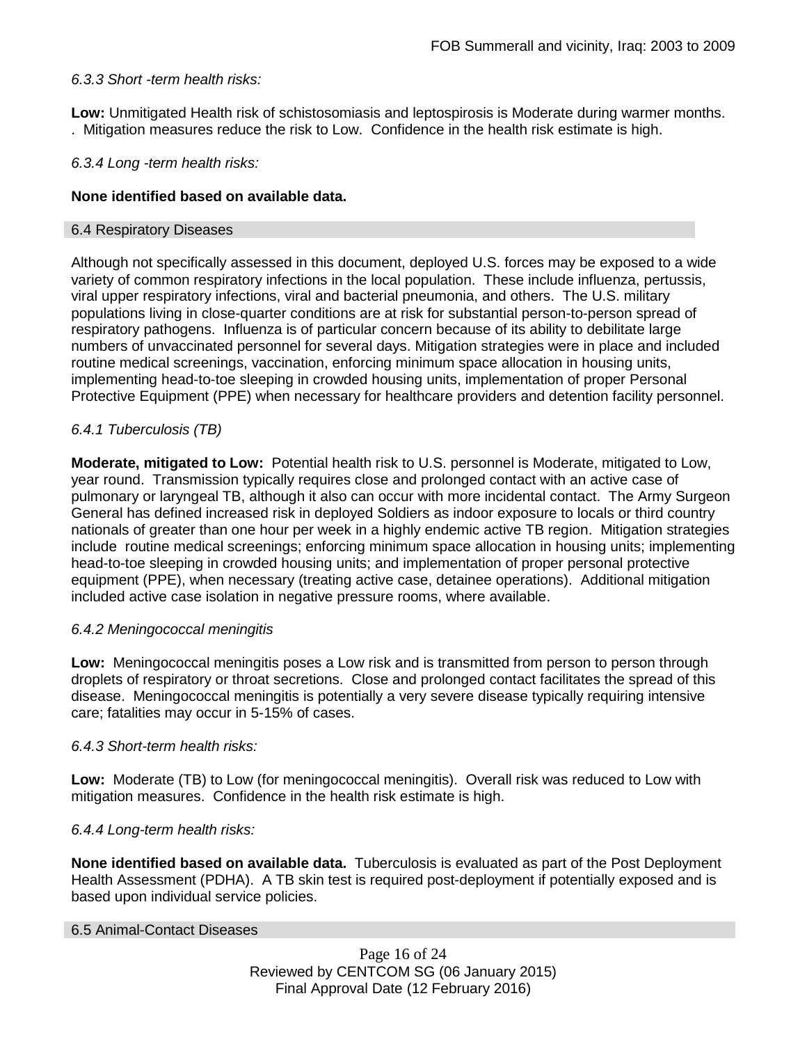*6.3.3 Short -term health risks:*

**Low:** Unmitigated Health risk of schistosomiasis and leptospirosis is Moderate during warmer months. . Mitigation measures reduce the risk to Low. Confidence in the health risk estimate is high.

*6.3.4 Long -term health risks:*

**None identified based on available data.**

## 6.4 Respiratory Diseases

Although not specifically assessed in this document, deployed U.S. forces may be exposed to a wide variety of common respiratory infections in the local population. These include influenza, pertussis, viral upper respiratory infections, viral and bacterial pneumonia, and others. The U.S. military populations living in close-quarter conditions are at risk for substantial person-to-person spread of respiratory pathogens. Influenza is of particular concern because of its ability to debilitate large numbers of unvaccinated personnel for several days. Mitigation strategies were in place and included routine medical screenings, vaccination, enforcing minimum space allocation in housing units, implementing head-to-toe sleeping in crowded housing units, implementation of proper Personal Protective Equipment (PPE) when necessary for healthcare providers and detention facility personnel.

*6.4.1 Tuberculosis (TB)*

**Moderate, mitigated to Low:** Potential health risk to U.S. personnel is Moderate, mitigated to Low, year round. Transmission typically requires close and prolonged contact with an active case of pulmonary or laryngeal TB, although it also can occur with more incidental contact. The Army Surgeon General has defined increased risk in deployed Soldiers as indoor exposure to locals or third country nationals of greater than one hour per week in a highly endemic active TB region. Mitigation strategies include routine medical screenings; enforcing minimum space allocation in housing units; implementing head-to-toe sleeping in crowded housing units; and implementation of proper personal protective equipment (PPE), when necessary (treating active case, detainee operations). Additional mitigation included active case isolation in negative pressure rooms, where available.

*6.4.2 Meningococcal meningitis*

**Low:** Meningococcal meningitis poses a Low risk and is transmitted from person to person through droplets of respiratory or throat secretions. Close and prolonged contact facilitates the spread of this disease. Meningococcal meningitis is potentially a very severe disease typically requiring intensive care; fatalities may occur in 5-15% of cases.

*6.4.3 Short-term health risks:*

**Low:** Moderate (TB) to Low (for meningococcal meningitis). Overall risk was reduced to Low with mitigation measures. Confidence in the health risk estimate is high.

*6.4.4 Long-term health risks:*

**None identified based on available data.** Tuberculosis is evaluated as part of the Post Deployment Health Assessment (PDHA). A TB skin test is required post-deployment if potentially exposed and is based upon individual service policies.

## 6.5 Animal-Contact Diseases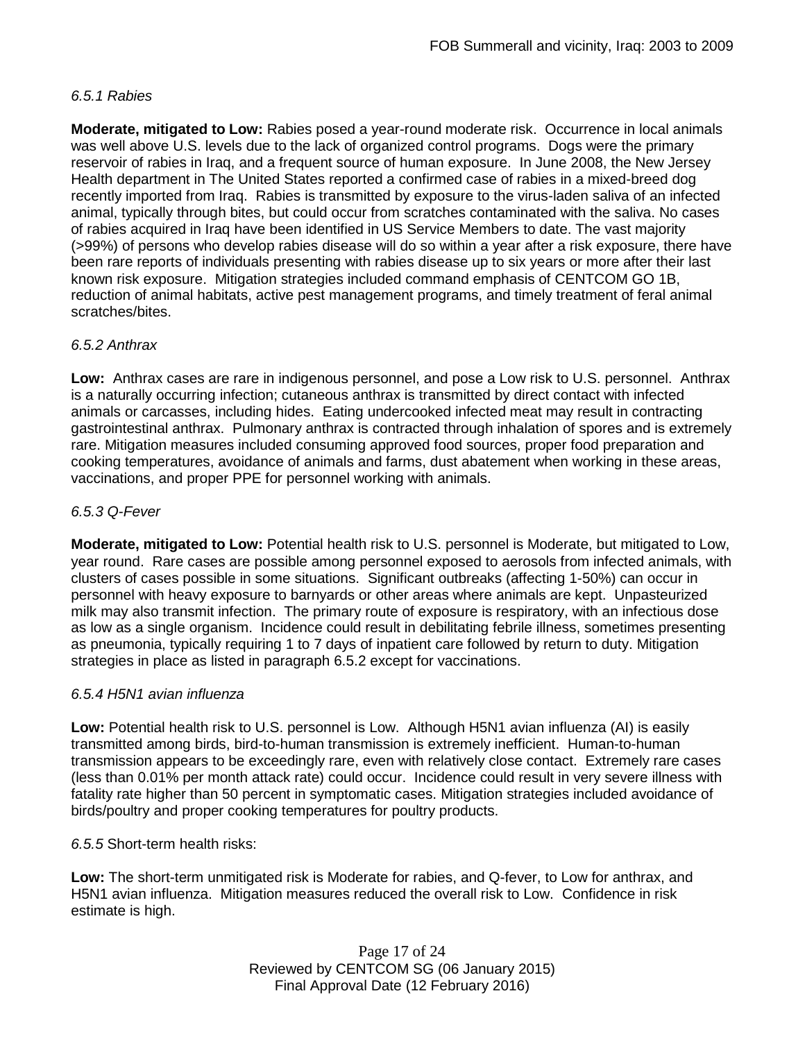*6.5.1 Rabies*

**Moderate, mitigated to Low:** Rabies posed a year-round moderate risk. Occurrence in local animals was well above U.S. levels due to the lack of organized control programs. Dogs were the primary reservoir of rabies in Iraq, and a frequent source of human exposure. In June 2008, the New Jersey Health department in The United States reported a confirmed case of rabies in a mixed-breed dog recently imported from Iraq. Rabies is transmitted by exposure to the virus-laden saliva of an infected animal, typically through bites, but could occur from scratches contaminated with the saliva. No cases of rabies acquired in Iraq have been identified in US Service Members to date. The vast majority (>99%) of persons who develop rabies disease will do so within a year after a risk exposure, there have been rare reports of individuals presenting with rabies disease up to six years or more after their last known risk exposure. Mitigation strategies included command emphasis of CENTCOM GO 1B, reduction of animal habitats, active pest management programs, and timely treatment of feral animal scratches/bites.

*6.5.2 Anthrax*

**Low:** Anthrax cases are rare in indigenous personnel, and pose a Low risk to U.S. personnel. Anthrax is a naturally occurring infection; cutaneous anthrax is transmitted by direct contact with infected animals or carcasses, including hides. Eating undercooked infected meat may result in contracting gastrointestinal anthrax. Pulmonary anthrax is contracted through inhalation of spores and is extremely rare. Mitigation measures included consuming approved food sources, proper food preparation and cooking temperatures, avoidance of animals and farms, dust abatement when working in these areas, vaccinations, and proper PPE for personnel working with animals.

*6.5.3 Q-Fever*

**Moderate, mitigated to Low:** Potential health risk to U.S. personnel is Moderate, but mitigated to Low, year round. Rare cases are possible among personnel exposed to aerosols from infected animals, with clusters of cases possible in some situations. Significant outbreaks (affecting 1-50%) can occur in personnel with heavy exposure to barnyards or other areas where animals are kept. Unpasteurized milk may also transmit infection. The primary route of exposure is respiratory, with an infectious dose as low as a single organism. Incidence could result in debilitating febrile illness, sometimes presenting as pneumonia, typically requiring 1 to 7 days of inpatient care followed by return to duty. Mitigation strategies in place as listed in paragraph 6.5.2 except for vaccinations.

*6.5.4 H5N1 avian influenza*

**Low:** Potential health risk to U.S. personnel is Low. Although H5N1 avian influenza (AI) is easily transmitted among birds, bird-to-human transmission is extremely inefficient. Human-to-human transmission appears to be exceedingly rare, even with relatively close contact. Extremely rare cases (less than 0.01% per month attack rate) could occur. Incidence could result in very severe illness with fatality rate higher than 50 percent in symptomatic cases. Mitigation strategies included avoidance of birds/poultry and proper cooking temperatures for poultry products.

*6.5.5* Short-term health risks:

**Low:** The short-term unmitigated risk is Moderate for rabies, and Q-fever, to Low for anthrax, and H5N1 avian influenza. Mitigation measures reduced the overall risk to Low. Confidence in risk estimate is high.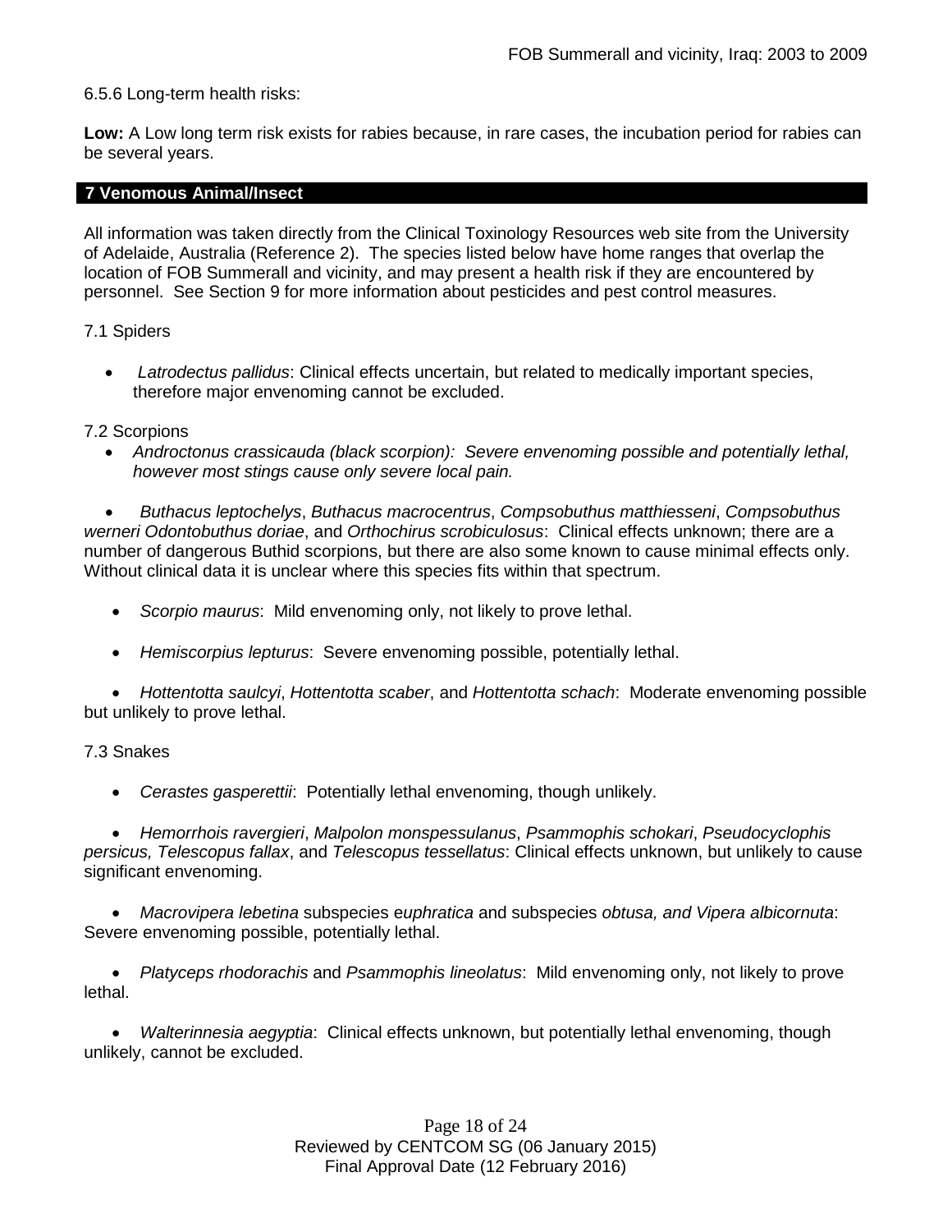6.5.6 Long-term health risks:

**Low:** A Low long term risk exists for rabies because, in rare cases, the incubation period for rabies can be several years.

## 7 Venomous Animal/Insect

All information was taken directly from the Clinical Toxinology Resources web site from the University of Adelaide, Australia (Reference 2). The species listed below have home ranges that overlap the location of FOB Summerall and vicinity, and may present a health risk if they are encountered by personnel. See Section 9 for more information about pesticides and pest control measures.

7.1 Spiders

- *Latrodectus pallidus*: Clinical effects uncertain, but related to medically important species, therefore major envenoming cannot be excluded.

7.2 Scorpions

- *Androctonus crassicauda (black scorpion): Severe envenoming possible and potentially lethal, however most stings cause only severe local pain.*
- *Buthacus leptochelys*, *Buthacus macrocentrus*, *Compsobuthus matthiesseni*, *Compsobuthus werneri Odontobuthus doriae*, and *Orthochirus scrobiculosus*: Clinical effects unknown; there are a number of dangerous Buthid scorpions, but there are also some known to cause minimal effects only. Without clinical data it is unclear where this species fits within that spectrum.
- *Scorpio maurus*: Mild envenoming only, not likely to prove lethal.
- *Hemiscorpius lepturus*: Severe envenoming possible, potentially lethal.
- *Hottentotta saulcyi*, *Hottentotta scaber*, and *Hottentotta schach*: Moderate envenoming possible but unlikely to prove lethal.

7.3 Snakes

- *Cerastes gasperettii*: Potentially lethal envenoming, though unlikely.
- *Hemorrhois ravergieri*, *Malpolon monspessulanus*, *Psammophis schokari*, *Pseudocyclophis persicus, Telescopus fallax*, and *Telescopus tessellatus*: Clinical effects unknown, but unlikely to cause significant envenoming.
- *Macrovipera lebetina* subspecies e*uphratica* and subspecies *obtusa, and Vipera albicornuta*: Severe envenoming possible, potentially lethal.
- *Platyceps rhodorachis* and *Psammophis lineolatus*: Mild envenoming only, not likely to prove lethal.
- *Walterinnesia aegyptia*: Clinical effects unknown, but potentially lethal envenoming, though unlikely, cannot be excluded.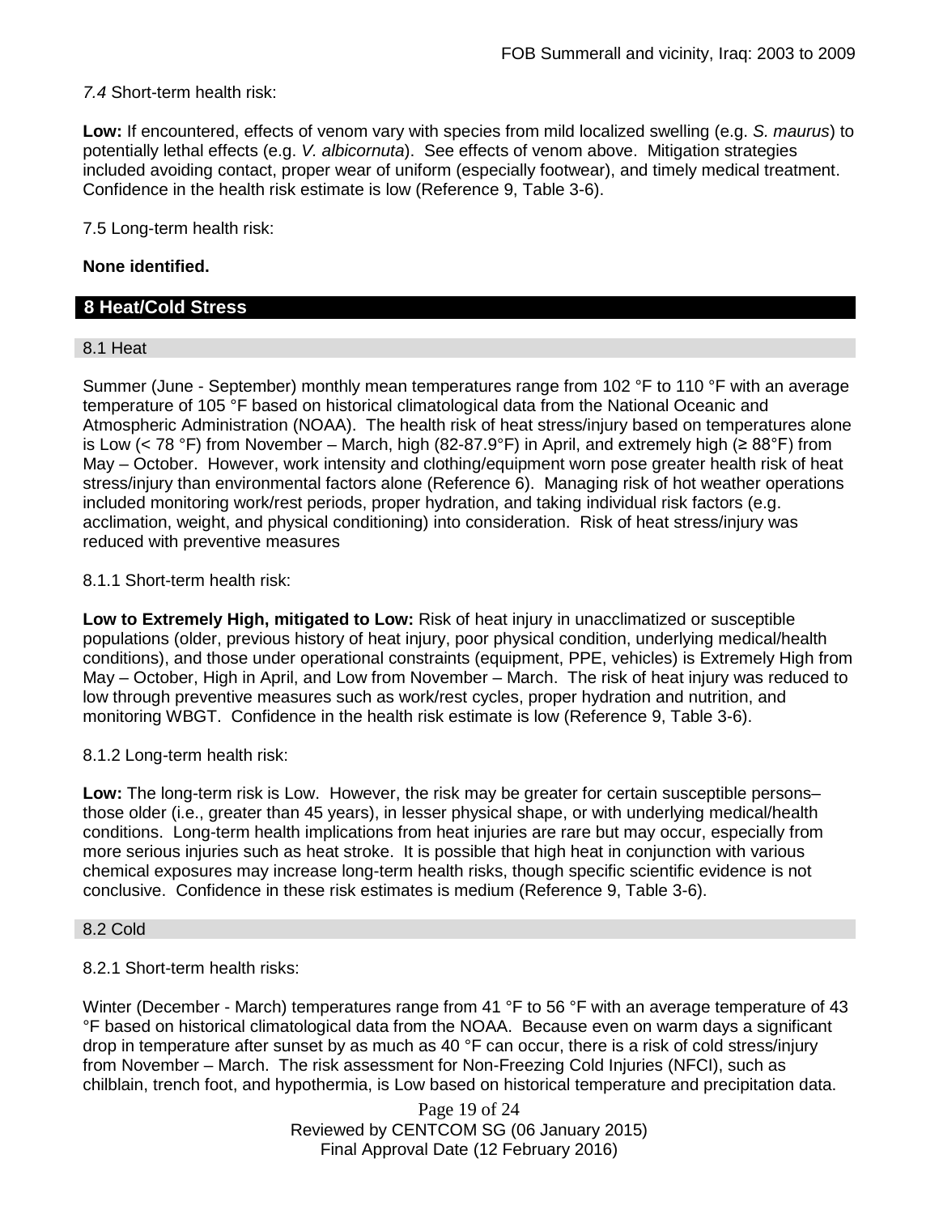*7.4* Short-term health risk:

**Low:** If encountered, effects of venom vary with species from mild localized swelling (e.g. *S. maurus*) to potentially lethal effects (e.g. *V. albicornuta*). See effects of venom above. Mitigation strategies included avoiding contact, proper wear of uniform (especially footwear), and timely medical treatment. Confidence in the health risk estimate is low (Reference 9, Table 3-6).

7.5 Long-term health risk:

**None identified.**

## 8 Heat/Cold Stress

### 8.1 Heat

Summer (June - September) monthly mean temperatures range from 102 °F to 110 °F with an average temperature of 105 °F based on historical climatological data from the National Oceanic and Atmospheric Administration (NOAA). The health risk of heat stress/injury based on temperatures alone is Low (< 78 °F) from November – March, high (82-87.9°F) in April, and extremely high (≥ 88°F) from May – October. However, work intensity and clothing/equipment worn pose greater health risk of heat stress/injury than environmental factors alone (Reference 6). Managing risk of hot weather operations included monitoring work/rest periods, proper hydration, and taking individual risk factors (e.g. acclimation, weight, and physical conditioning) into consideration. Risk of heat stress/injury was reduced with preventive measures

8.1.1 Short-term health risk:

**Low to Extremely High, mitigated to Low:** Risk of heat injury in unacclimatized or susceptible populations (older, previous history of heat injury, poor physical condition, underlying medical/health conditions), and those under operational constraints (equipment, PPE, vehicles) is Extremely High from May – October, High in April, and Low from November – March. The risk of heat injury was reduced to low through preventive measures such as work/rest cycles, proper hydration and nutrition, and monitoring WBGT. Confidence in the health risk estimate is low (Reference 9, Table 3-6).

8.1.2 Long-term health risk:

**Low:** The long-term risk is Low. However, the risk may be greater for certain susceptible persons– those older (i.e., greater than 45 years), in lesser physical shape, or with underlying medical/health conditions. Long-term health implications from heat injuries are rare but may occur, especially from more serious injuries such as heat stroke. It is possible that high heat in conjunction with various chemical exposures may increase long-term health risks, though specific scientific evidence is not conclusive. Confidence in these risk estimates is medium (Reference 9, Table 3-6).

### 8.2 Cold

8.2.1 Short-term health risks:

Winter (December - March) temperatures range from 41 °F to 56 °F with an average temperature of 43 °F based on historical climatological data from the NOAA. Because even on warm days a significant drop in temperature after sunset by as much as 40 °F can occur, there is a risk of cold stress/injury from November – March. The risk assessment for Non-Freezing Cold Injuries (NFCI), such as chilblain, trench foot, and hypothermia, is Low based on historical temperature and precipitation data.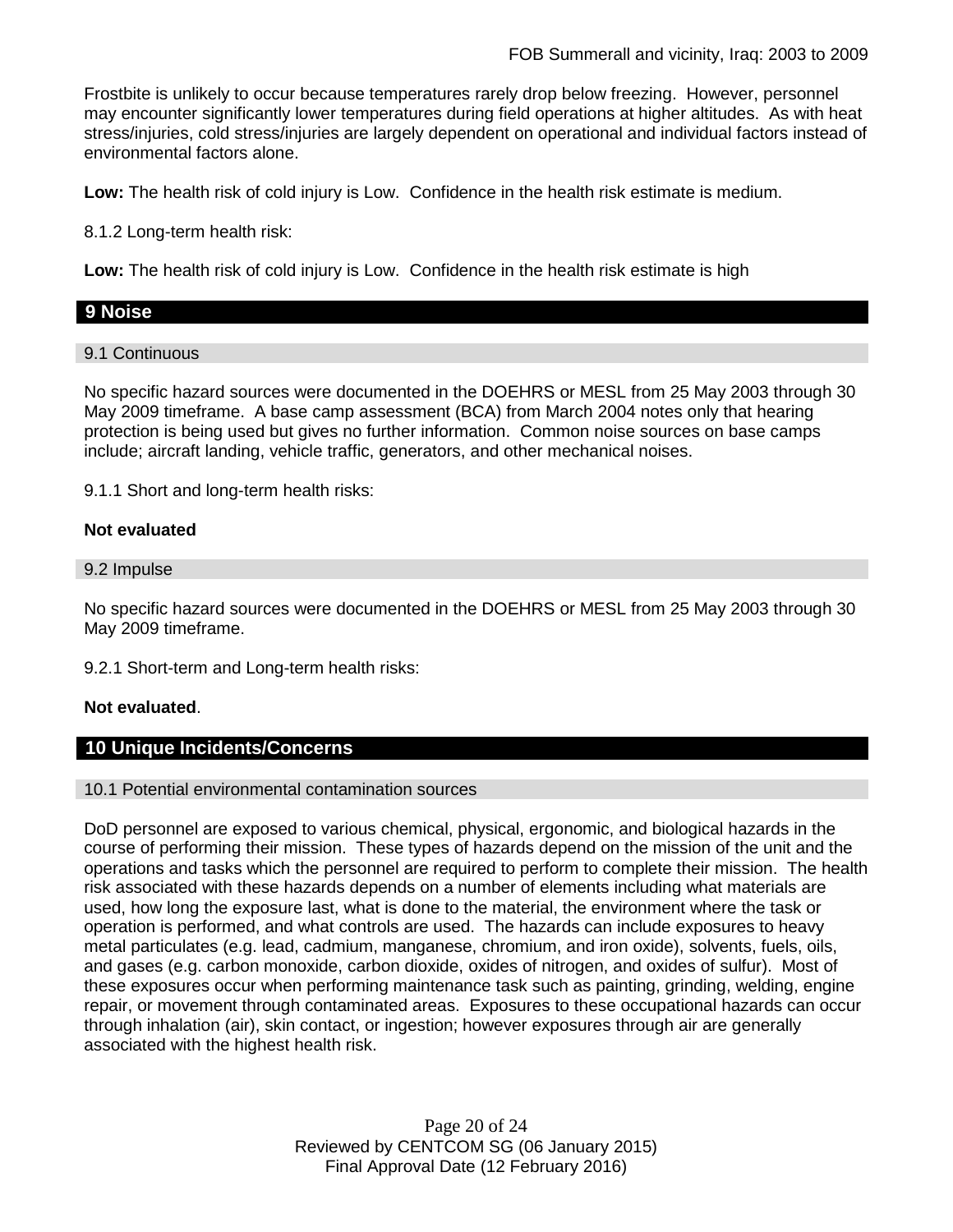Frostbite is unlikely to occur because temperatures rarely drop below freezing. However, personnel may encounter significantly lower temperatures during field operations at higher altitudes. As with heat stress/injuries, cold stress/injuries are largely dependent on operational and individual factors instead of environmental factors alone.

**Low:** The health risk of cold injury is Low. Confidence in the health risk estimate is medium.

8.1.2 Long-term health risk:

**Low:** The health risk of cold injury is Low. Confidence in the health risk estimate is high

## 9 Noise

### 9.1 Continuous

No specific hazard sources were documented in the DOEHRS or MESL from 25 May 2003 through 30 May 2009 timeframe. A base camp assessment (BCA) from March 2004 notes only that hearing protection is being used but gives no further information. Common noise sources on base camps include; aircraft landing, vehicle traffic, generators, and other mechanical noises.

9.1.1 Short and long-term health risks:

**Not evaluated**

### 9.2 Impulse

No specific hazard sources were documented in the DOEHRS or MESL from 25 May 2003 through 30 May 2009 timeframe.

9.2.1 Short-term and Long-term health risks:

**Not evaluated**.

## 10 Unique Incidents/Concerns

### 10.1 Potential environmental contamination sources

DoD personnel are exposed to various chemical, physical, ergonomic, and biological hazards in the course of performing their mission. These types of hazards depend on the mission of the unit and the operations and tasks which the personnel are required to perform to complete their mission. The health risk associated with these hazards depends on a number of elements including what materials are used, how long the exposure last, what is done to the material, the environment where the task or operation is performed, and what controls are used. The hazards can include exposures to heavy metal particulates (e.g. lead, cadmium, manganese, chromium, and iron oxide), solvents, fuels, oils, and gases (e.g. carbon monoxide, carbon dioxide, oxides of nitrogen, and oxides of sulfur). Most of these exposures occur when performing maintenance task such as painting, grinding, welding, engine repair, or movement through contaminated areas. Exposures to these occupational hazards can occur through inhalation (air), skin contact, or ingestion; however exposures through air are generally associated with the highest health risk.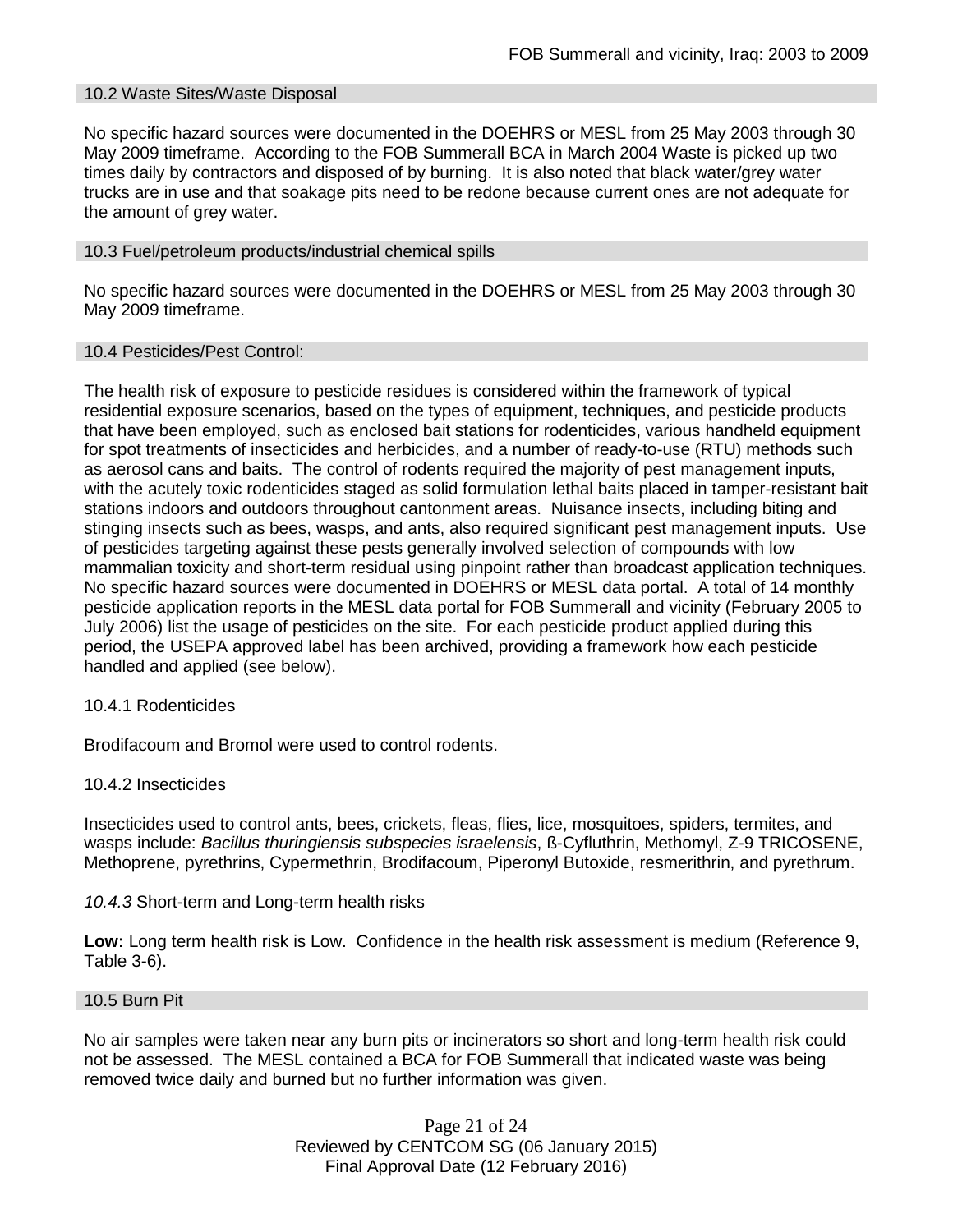## 10.2 Waste Sites/Waste Disposal

No specific hazard sources were documented in the DOEHRS or MESL from 25 May 2003 through 30 May 2009 timeframe. According to the FOB Summerall BCA in March 2004 Waste is picked up two times daily by contractors and disposed of by burning. It is also noted that black water/grey water trucks are in use and that soakage pits need to be redone because current ones are not adequate for the amount of grey water.

## 10.3 Fuel/petroleum products/industrial chemical spills

No specific hazard sources were documented in the DOEHRS or MESL from 25 May 2003 through 30 May 2009 timeframe.

## 10.4 Pesticides/Pest Control:

The health risk of exposure to pesticide residues is considered within the framework of typical residential exposure scenarios, based on the types of equipment, techniques, and pesticide products that have been employed, such as enclosed bait stations for rodenticides, various handheld equipment for spot treatments of insecticides and herbicides, and a number of ready-to-use (RTU) methods such as aerosol cans and baits. The control of rodents required the majority of pest management inputs, with the acutely toxic rodenticides staged as solid formulation lethal baits placed in tamper-resistant bait stations indoors and outdoors throughout cantonment areas. Nuisance insects, including biting and stinging insects such as bees, wasps, and ants, also required significant pest management inputs. Use of pesticides targeting against these pests generally involved selection of compounds with low mammalian toxicity and short-term residual using pinpoint rather than broadcast application techniques. No specific hazard sources were documented in DOEHRS or MESL data portal. A total of 14 monthly pesticide application reports in the MESL data portal for FOB Summerall and vicinity (February 2005 to July 2006) list the usage of pesticides on the site. For each pesticide product applied during this period, the USEPA approved label has been archived, providing a framework how each pesticide handled and applied (see below).

### 10.4.1 Rodenticides

Brodifacoum and Bromol were used to control rodents.

### 10.4.2 Insecticides

Insecticides used to control ants, bees, crickets, fleas, flies, lice, mosquitoes, spiders, termites, and wasps include: *Bacillus thuringiensis subspecies israelensis*, ß-Cyfluthrin, Methomyl, Z-9 TRICOSENE, Methoprene, pyrethrins, Cypermethrin, Brodifacoum, Piperonyl Butoxide, resmerithrin, and pyrethrum.

### *10.4.3* Short-term and Long-term health risks

**Low:** Long term health risk is Low. Confidence in the health risk assessment is medium (Reference 9, Table 3-6).

## 10.5 Burn Pit

No air samples were taken near any burn pits or incinerators so short and long-term health risk could not be assessed. The MESL contained a BCA for FOB Summerall that indicated waste was being removed twice daily and burned but no further information was given.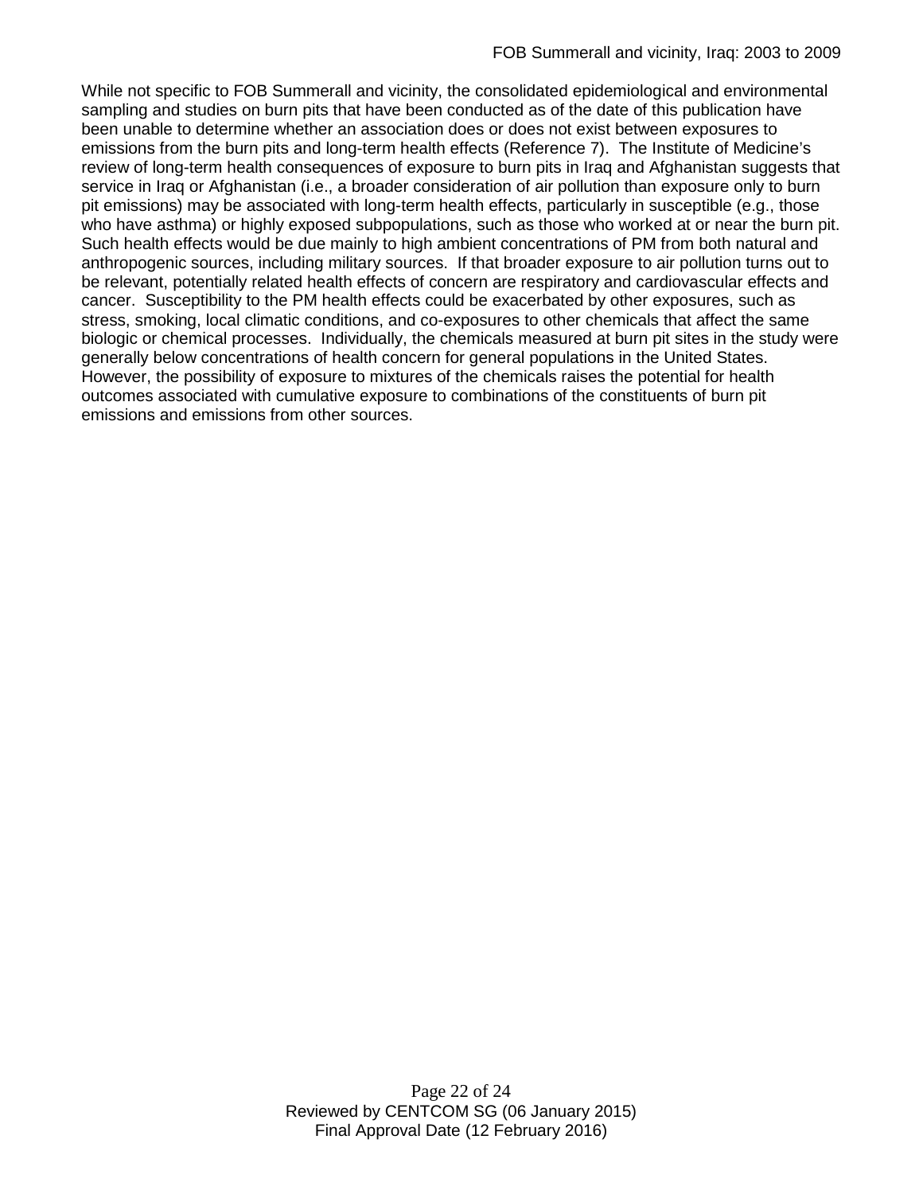While not specific to FOB Summerall and vicinity, the consolidated epidemiological and environmental sampling and studies on burn pits that have been conducted as of the date of this publication have been unable to determine whether an association does or does not exist between exposures to emissions from the burn pits and long-term health effects (Reference 7). The Institute of Medicine's review of long-term health consequences of exposure to burn pits in Iraq and Afghanistan suggests that service in Iraq or Afghanistan (i.e., a broader consideration of air pollution than exposure only to burn pit emissions) may be associated with long-term health effects, particularly in susceptible (e.g., those who have asthma) or highly exposed subpopulations, such as those who worked at or near the burn pit. Such health effects would be due mainly to high ambient concentrations of PM from both natural and anthropogenic sources, including military sources. If that broader exposure to air pollution turns out to be relevant, potentially related health effects of concern are respiratory and cardiovascular effects and cancer. Susceptibility to the PM health effects could be exacerbated by other exposures, such as stress, smoking, local climatic conditions, and co-exposures to other chemicals that affect the same biologic or chemical processes. Individually, the chemicals measured at burn pit sites in the study were generally below concentrations of health concern for general populations in the United States. However, the possibility of exposure to mixtures of the chemicals raises the potential for health outcomes associated with cumulative exposure to combinations of the constituents of burn pit emissions and emissions from other sources.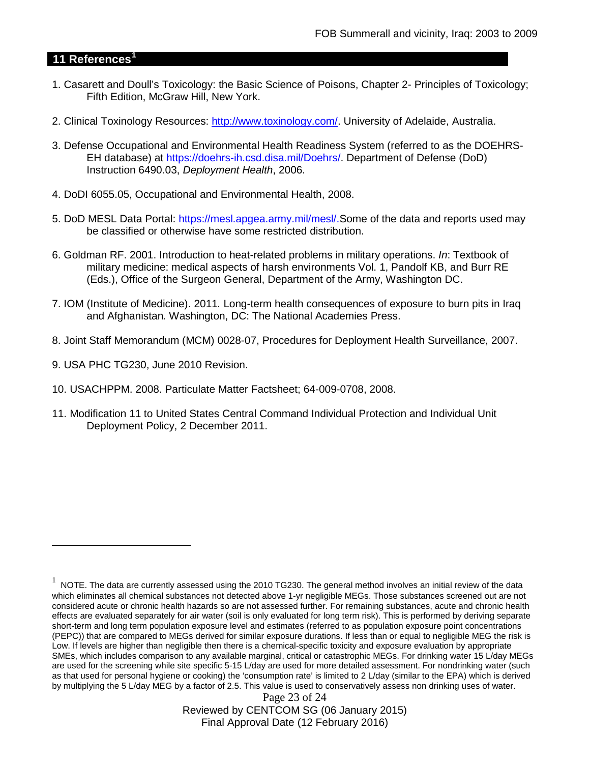## 11 References[1]

1. Casarett and Doull's Toxicology: the Basic Science of Poisons, Chapter 2- Principles of Toxicology; Fifth Edition, McGraw Hill, New York.

2. Clinical Toxinology Resources: http://www.toxinology.com/. University of Adelaide, Australia.

3. Defense Occupational and Environmental Health Readiness System (referred to as the DOEHRS-EH database) at https://doehrs-ih.csd.disa.mil/Doehrs/. Department of Defense (DoD) Instruction 6490.03, *Deployment Health*, 2006.

4. DoDI 6055.05, Occupational and Environmental Health, 2008.

5. DoD MESL Data Portal: https://mesl.apgea.army.mil/mesl/.Some of the data and reports used may be classified or otherwise have some restricted distribution.

6. Goldman RF. 2001. Introduction to heat-related problems in military operations. *In*: Textbook of military medicine: medical aspects of harsh environments Vol. 1, Pandolf KB, and Burr RE (Eds.), Office of the Surgeon General, Department of the Army, Washington DC.

7. IOM (Institute of Medicine). 2011*.* Long-term health consequences of exposure to burn pits in Iraq and Afghanistan*.* Washington, DC: The National Academies Press.

8. Joint Staff Memorandum (MCM) 0028-07, Procedures for Deployment Health Surveillance, 2007.

9. USA PHC TG230, June 2010 Revision.

10. USACHPPM. 2008. Particulate Matter Factsheet; 64-009-0708, 2008.

11. Modification 11 to United States Central Command Individual Protection and Individual Unit Deployment Policy, 2 December 2011.

---

[1] NOTE. The data are currently assessed using the 2010 TG230. The general method involves an initial review of the data which eliminates all chemical substances not detected above 1-yr negligible MEGs. Those substances screened out are not considered acute or chronic health hazards so are not assessed further. For remaining substances, acute and chronic health effects are evaluated separately for air water (soil is only evaluated for long term risk). This is performed by deriving separate short-term and long term population exposure level and estimates (referred to as population exposure point concentrations (PEPC)) that are compared to MEGs derived for similar exposure durations. If less than or equal to negligible MEG the risk is Low. If levels are higher than negligible then there is a chemical-specific toxicity and exposure evaluation by appropriate SMEs, which includes comparison to any available marginal, critical or catastrophic MEGs. For drinking water 15 L/day MEGs are used for the screening while site specific 5-15 L/day are used for more detailed assessment. For nondrinking water (such as that used for personal hygiene or cooking) the 'consumption rate' is limited to 2 L/day (similar to the EPA) which is derived by multiplying the 5 L/day MEG by a factor of 2.5. This value is used to conservatively assess non drinking uses of water.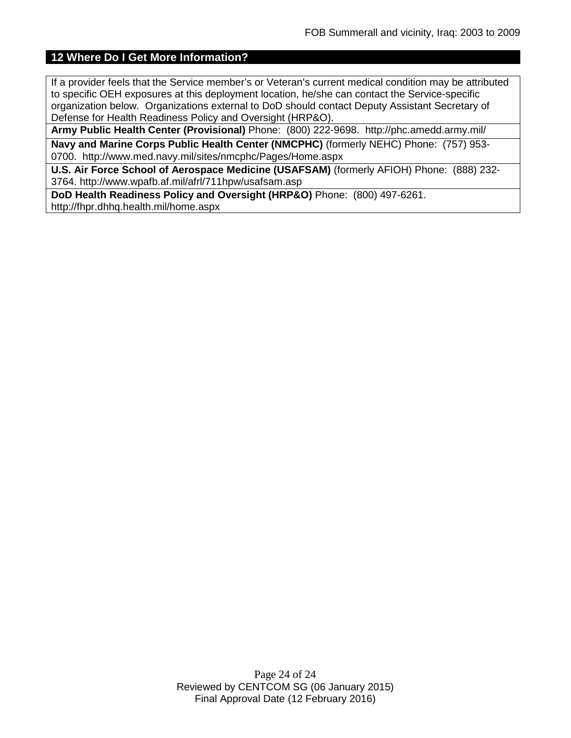## 12 Where Do I Get More Information?

If a provider feels that the Service member's or Veteran's current medical condition may be attributed to specific OEH exposures at this deployment location, he/she can contact the Service-specific organization below. Organizations external to DoD should contact Deputy Assistant Secretary of Defense for Health Readiness Policy and Oversight (HRP&O).

**Army Public Health Center (Provisional)** Phone: (800) 222-9698. http://phc.amedd.army.mil/

**Navy and Marine Corps Public Health Center (NMCPHC)** (formerly NEHC) Phone: (757) 953-0700. http://www.med.navy.mil/sites/nmcphc/Pages/Home.aspx

**U.S. Air Force School of Aerospace Medicine (USAFSAM)** (formerly AFIOH) Phone: (888) 232-3764. http://www.wpafb.af.mil/afrl/711hpw/usafsam.asp

**DoD Health Readiness Policy and Oversight (HRP&O)** Phone: (800) 497-6261. http://fhpr.dhhq.health.mil/home.aspx

Reviewed by CENTCOM SG (06 January 2015)
Final Approval Date (12 February 2016)